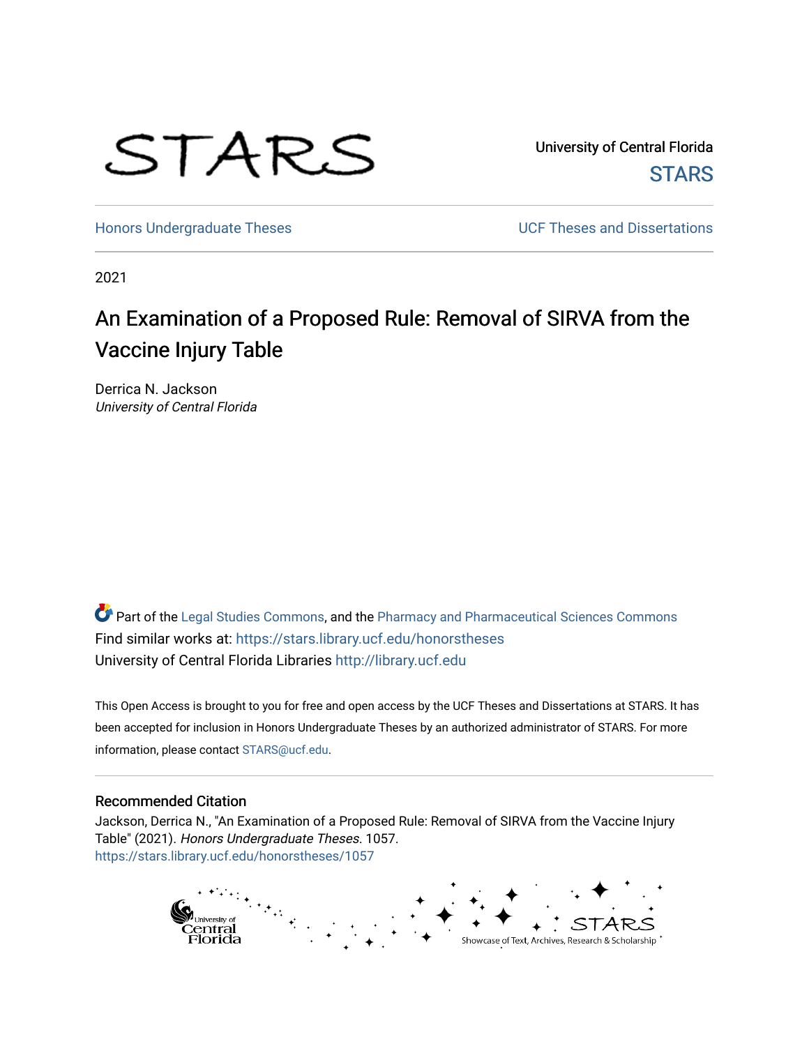STARS

University of Central Florida
STARS

Honors Undergraduate Theses | UCF Theses and Dissertations

2021

# An Examination of a Proposed Rule: Removal of SIRVA from the Vaccine Injury Table

Derrica N. Jackson
*University of Central Florida*

Part of the Legal Studies Commons, and the Pharmacy and Pharmaceutical Sciences Commons
Find similar works at: https://stars.library.ucf.edu/honorstheses
University of Central Florida Libraries http://library.ucf.edu

This Open Access is brought to you for free and open access by the UCF Theses and Dissertations at STARS. It has been accepted for inclusion in Honors Undergraduate Theses by an authorized administrator of STARS. For more information, please contact STARS@ucf.edu.

## Recommended Citation

Jackson, Derrica N., "An Examination of a Proposed Rule: Removal of SIRVA from the Vaccine Injury Table" (2021). *Honors Undergraduate Theses*. 1057.
https://stars.library.ucf.edu/honorstheses/1057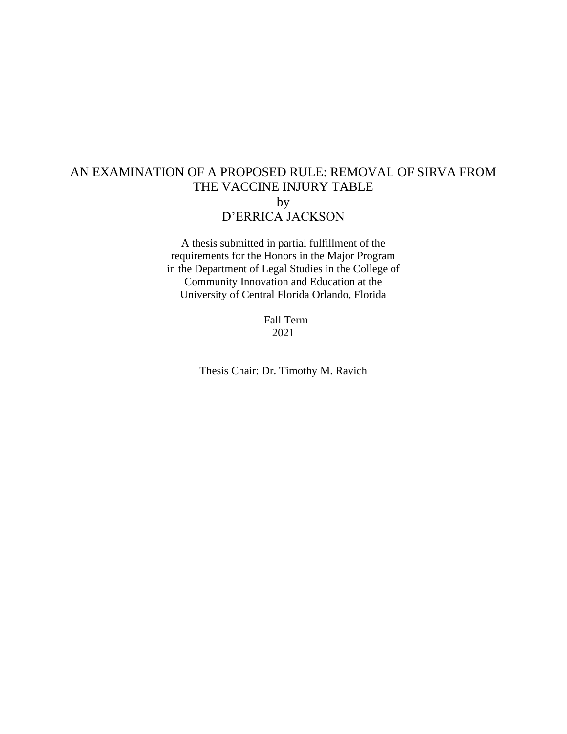# AN EXAMINATION OF A PROPOSED RULE: REMOVAL OF SIRVA FROM THE VACCINE INJURY TABLE

by

D'ERRICA JACKSON

A thesis submitted in partial fulfillment of the requirements for the Honors in the Major Program in the Department of Legal Studies in the College of Community Innovation and Education at the University of Central Florida Orlando, Florida

Fall Term
2021

Thesis Chair: Dr. Timothy M. Ravich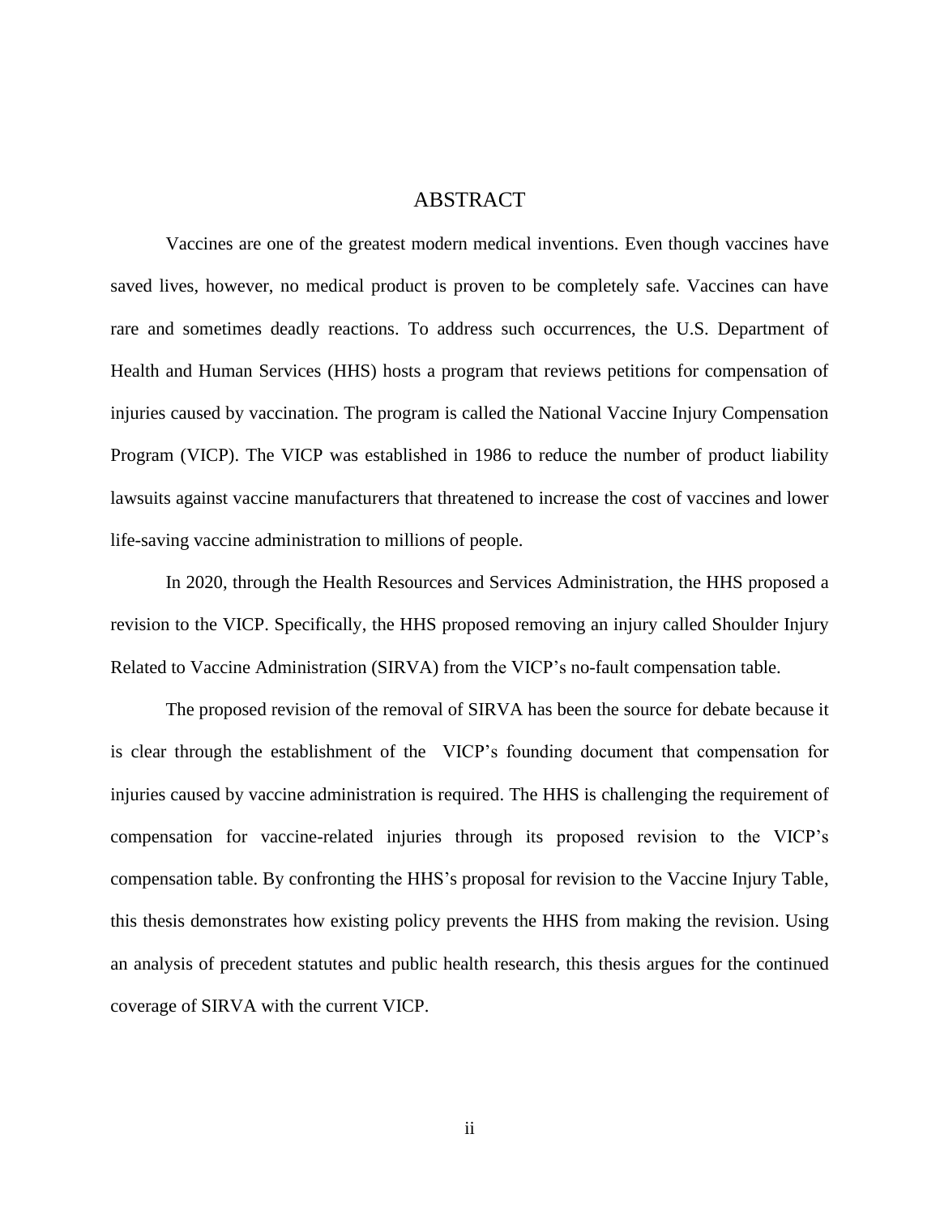# ABSTRACT

Vaccines are one of the greatest modern medical inventions. Even though vaccines have saved lives, however, no medical product is proven to be completely safe. Vaccines can have rare and sometimes deadly reactions. To address such occurrences, the U.S. Department of Health and Human Services (HHS) hosts a program that reviews petitions for compensation of injuries caused by vaccination. The program is called the National Vaccine Injury Compensation Program (VICP). The VICP was established in 1986 to reduce the number of product liability lawsuits against vaccine manufacturers that threatened to increase the cost of vaccines and lower life-saving vaccine administration to millions of people.

In 2020, through the Health Resources and Services Administration, the HHS proposed a revision to the VICP. Specifically, the HHS proposed removing an injury called Shoulder Injury Related to Vaccine Administration (SIRVA) from the VICP's no-fault compensation table.

The proposed revision of the removal of SIRVA has been the source for debate because it is clear through the establishment of the VICP's founding document that compensation for injuries caused by vaccine administration is required. The HHS is challenging the requirement of compensation for vaccine-related injuries through its proposed revision to the VICP's compensation table. By confronting the HHS's proposal for revision to the Vaccine Injury Table, this thesis demonstrates how existing policy prevents the HHS from making the revision. Using an analysis of precedent statutes and public health research, this thesis argues for the continued coverage of SIRVA with the current VICP.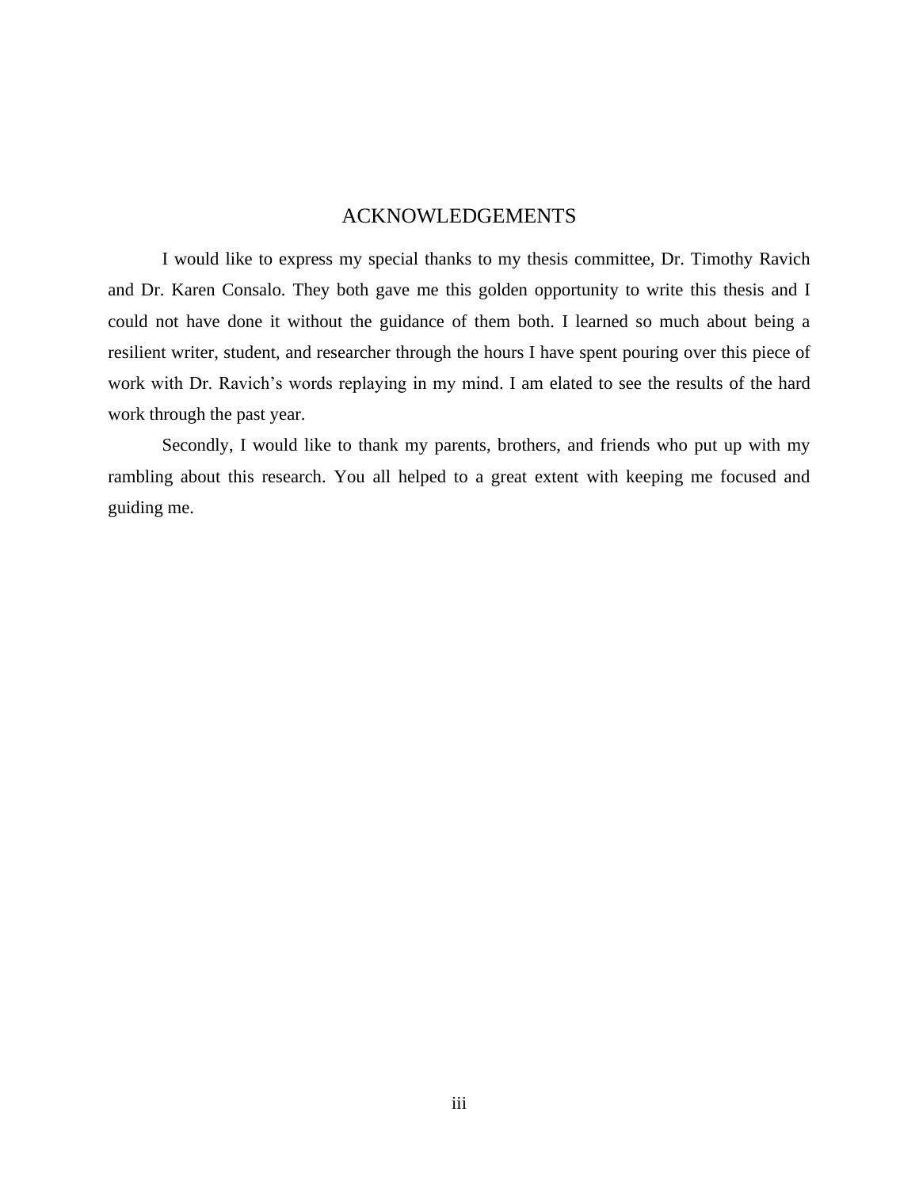# ACKNOWLEDGEMENTS

I would like to express my special thanks to my thesis committee, Dr. Timothy Ravich and Dr. Karen Consalo. They both gave me this golden opportunity to write this thesis and I could not have done it without the guidance of them both. I learned so much about being a resilient writer, student, and researcher through the hours I have spent pouring over this piece of work with Dr. Ravich's words replaying in my mind. I am elated to see the results of the hard work through the past year.

Secondly, I would like to thank my parents, brothers, and friends who put up with my rambling about this research. You all helped to a great extent with keeping me focused and guiding me.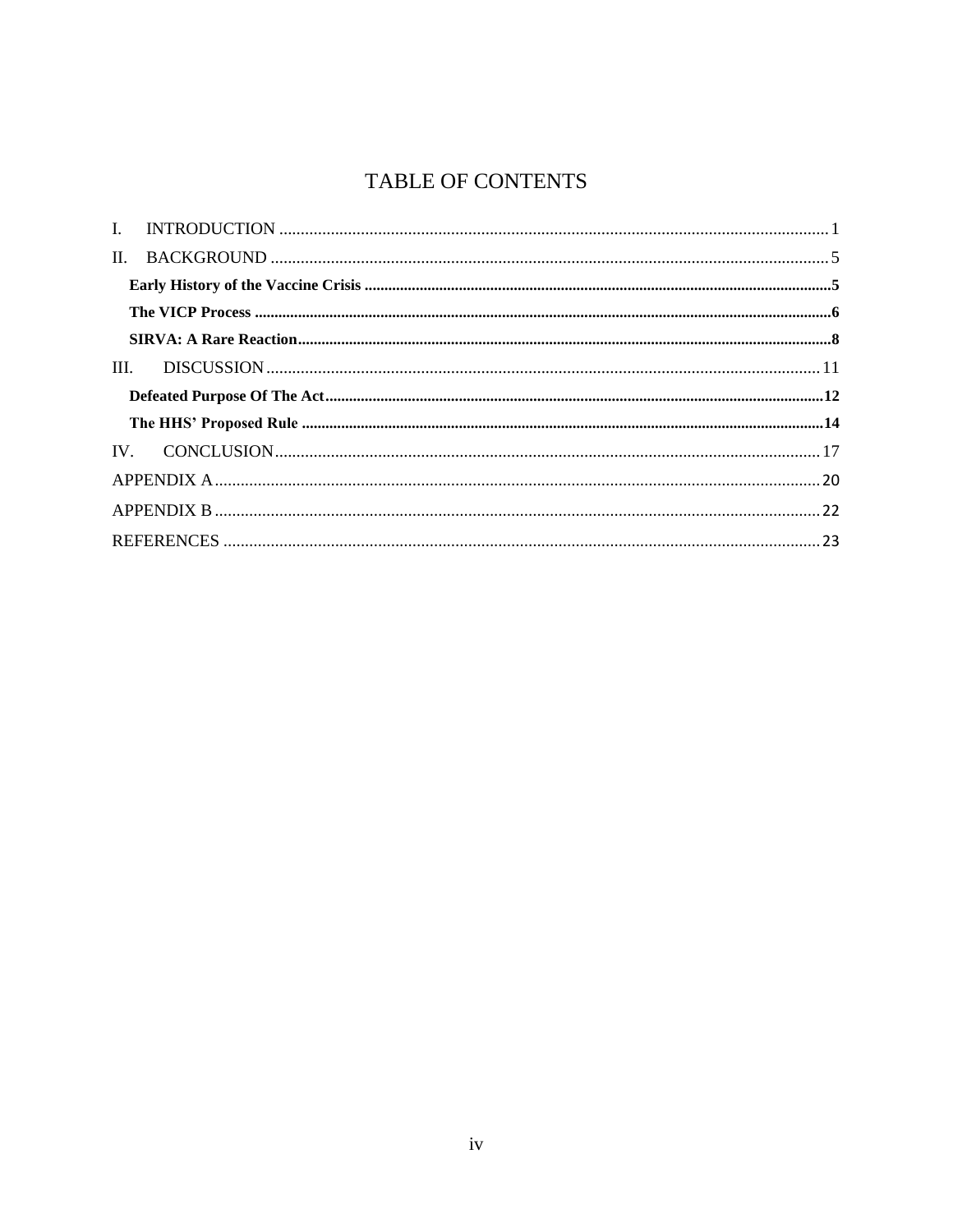# TABLE OF CONTENTS

I. INTRODUCTION ........................................................................................................................ 1

II. BACKGROUND ........................................................................................................................ 5

**Early History of the Vaccine Crisis** ........................................................................................ **5**

**The VICP Process** .................................................................................................................. **6**

**SIRVA: A Rare Reaction** ......................................................................................................... **8**

III. DISCUSSION ......................................................................................................................... 11

**Defeated Purpose Of The Act** ............................................................................................... **12**

**The HHS' Proposed Rule** ...................................................................................................... **14**

IV. CONCLUSION ....................................................................................................................... 17

APPENDIX A ................................................................................................................................ 20

APPENDIX B ................................................................................................................................ 22

REFERENCES .............................................................................................................................. 23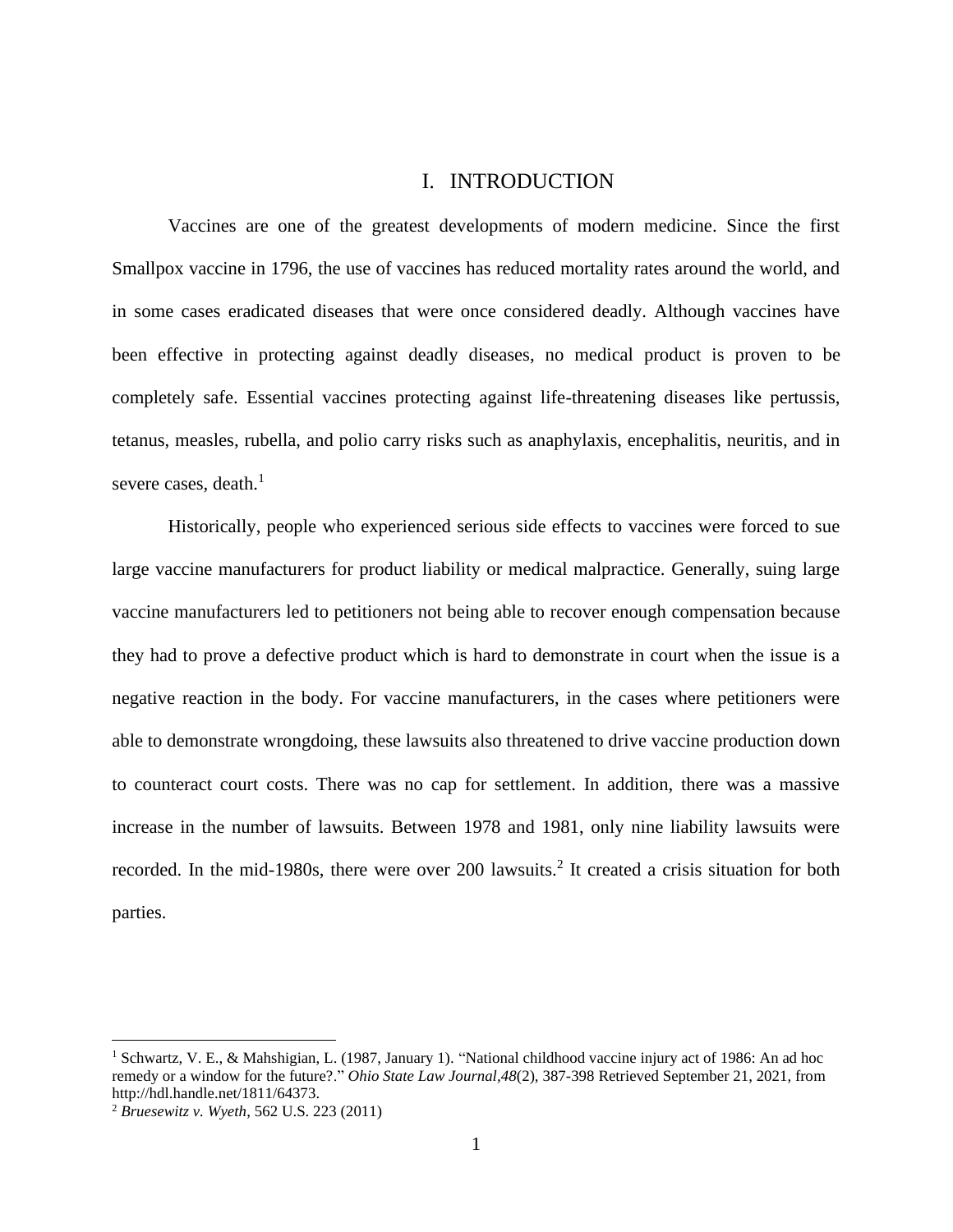# I. INTRODUCTION

Vaccines are one of the greatest developments of modern medicine. Since the first Smallpox vaccine in 1796, the use of vaccines has reduced mortality rates around the world, and in some cases eradicated diseases that were once considered deadly. Although vaccines have been effective in protecting against deadly diseases, no medical product is proven to be completely safe. Essential vaccines protecting against life-threatening diseases like pertussis, tetanus, measles, rubella, and polio carry risks such as anaphylaxis, encephalitis, neuritis, and in severe cases, death.[1]

Historically, people who experienced serious side effects to vaccines were forced to sue large vaccine manufacturers for product liability or medical malpractice. Generally, suing large vaccine manufacturers led to petitioners not being able to recover enough compensation because they had to prove a defective product which is hard to demonstrate in court when the issue is a negative reaction in the body. For vaccine manufacturers, in the cases where petitioners were able to demonstrate wrongdoing, these lawsuits also threatened to drive vaccine production down to counteract court costs. There was no cap for settlement. In addition, there was a massive increase in the number of lawsuits. Between 1978 and 1981, only nine liability lawsuits were recorded. In the mid-1980s, there were over 200 lawsuits.[2] It created a crisis situation for both parties.

---

[1] Schwartz, V. E., & Mahshigian, L. (1987, January 1). "National childhood vaccine injury act of 1986: An ad hoc remedy or a window for the future?." *Ohio State Law Journal,48*(2), 387-398 Retrieved September 21, 2021, from http://hdl.handle.net/1811/64373.

[2] *Bruesewitz v. Wyeth*, 562 U.S. 223 (2011)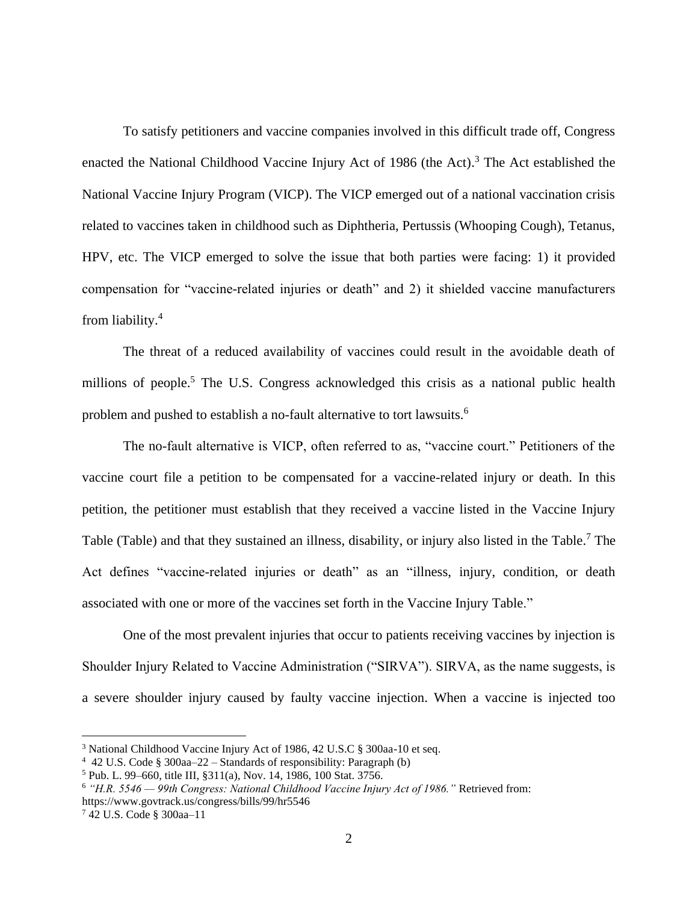To satisfy petitioners and vaccine companies involved in this difficult trade off, Congress enacted the National Childhood Vaccine Injury Act of 1986 (the Act).[3] The Act established the National Vaccine Injury Program (VICP). The VICP emerged out of a national vaccination crisis related to vaccines taken in childhood such as Diphtheria, Pertussis (Whooping Cough), Tetanus, HPV, etc. The VICP emerged to solve the issue that both parties were facing: 1) it provided compensation for "vaccine-related injuries or death" and 2) it shielded vaccine manufacturers from liability.[4]

The threat of a reduced availability of vaccines could result in the avoidable death of millions of people.[5] The U.S. Congress acknowledged this crisis as a national public health problem and pushed to establish a no-fault alternative to tort lawsuits.[6]

The no-fault alternative is VICP, often referred to as, "vaccine court." Petitioners of the vaccine court file a petition to be compensated for a vaccine-related injury or death. In this petition, the petitioner must establish that they received a vaccine listed in the Vaccine Injury Table (Table) and that they sustained an illness, disability, or injury also listed in the Table.[7] The Act defines "vaccine-related injuries or death" as an "illness, injury, condition, or death associated with one or more of the vaccines set forth in the Vaccine Injury Table."

One of the most prevalent injuries that occur to patients receiving vaccines by injection is Shoulder Injury Related to Vaccine Administration ("SIRVA"). SIRVA, as the name suggests, is a severe shoulder injury caused by faulty vaccine injection. When a vaccine is injected too

---

[3] National Childhood Vaccine Injury Act of 1986, 42 U.S.C § 300aa-10 et seq.

[4] 42 U.S. Code § 300aa–22 – Standards of responsibility: Paragraph (b)

[5] Pub. L. 99–660, title III, §311(a), Nov. 14, 1986, 100 Stat. 3756.

[6] *"H.R. 5546 — 99th Congress: National Childhood Vaccine Injury Act of 1986."* Retrieved from: https://www.govtrack.us/congress/bills/99/hr5546

[7] 42 U.S. Code § 300aa–11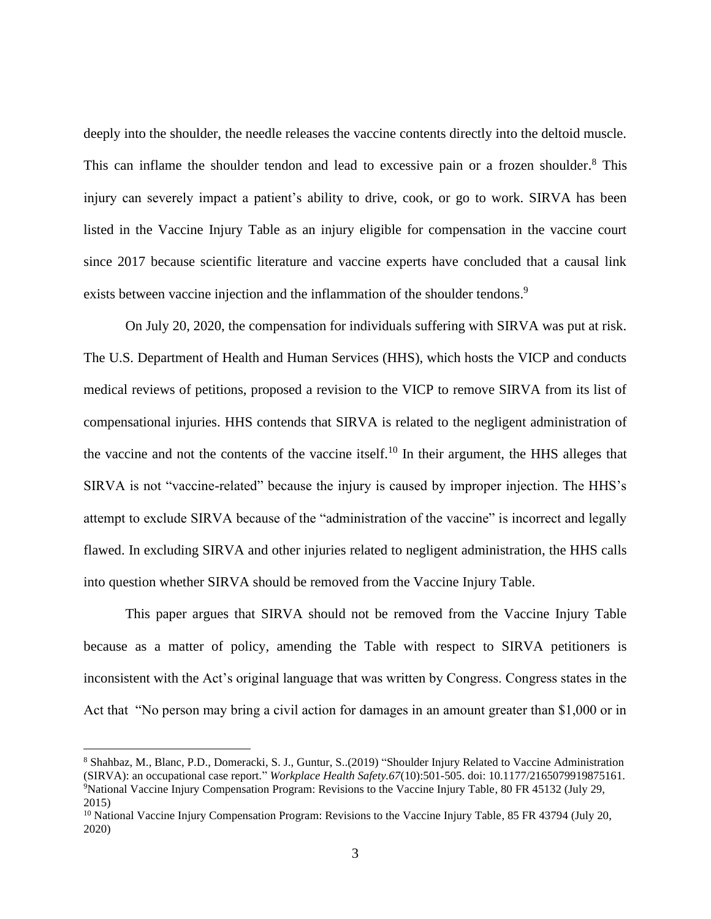deeply into the shoulder, the needle releases the vaccine contents directly into the deltoid muscle. This can inflame the shoulder tendon and lead to excessive pain or a frozen shoulder.[8] This injury can severely impact a patient's ability to drive, cook, or go to work. SIRVA has been listed in the Vaccine Injury Table as an injury eligible for compensation in the vaccine court since 2017 because scientific literature and vaccine experts have concluded that a causal link exists between vaccine injection and the inflammation of the shoulder tendons.[9]

On July 20, 2020, the compensation for individuals suffering with SIRVA was put at risk. The U.S. Department of Health and Human Services (HHS), which hosts the VICP and conducts medical reviews of petitions, proposed a revision to the VICP to remove SIRVA from its list of compensational injuries. HHS contends that SIRVA is related to the negligent administration of the vaccine and not the contents of the vaccine itself.[10] In their argument, the HHS alleges that SIRVA is not "vaccine-related" because the injury is caused by improper injection. The HHS's attempt to exclude SIRVA because of the "administration of the vaccine" is incorrect and legally flawed. In excluding SIRVA and other injuries related to negligent administration, the HHS calls into question whether SIRVA should be removed from the Vaccine Injury Table.

This paper argues that SIRVA should not be removed from the Vaccine Injury Table because as a matter of policy, amending the Table with respect to SIRVA petitioners is inconsistent with the Act's original language that was written by Congress. Congress states in the Act that "No person may bring a civil action for damages in an amount greater than $1,000 or in

---

[8] Shahbaz, M., Blanc, P.D., Domeracki, S. J., Guntur, S..(2019) "Shoulder Injury Related to Vaccine Administration (SIRVA): an occupational case report." *Workplace Health Safety.67*(10):501-505. doi: 10.1177/2165079919875161.

[9] National Vaccine Injury Compensation Program: Revisions to the Vaccine Injury Table, 80 FR 45132 (July 29, 2015)

[10] National Vaccine Injury Compensation Program: Revisions to the Vaccine Injury Table, 85 FR 43794 (July 20, 2020)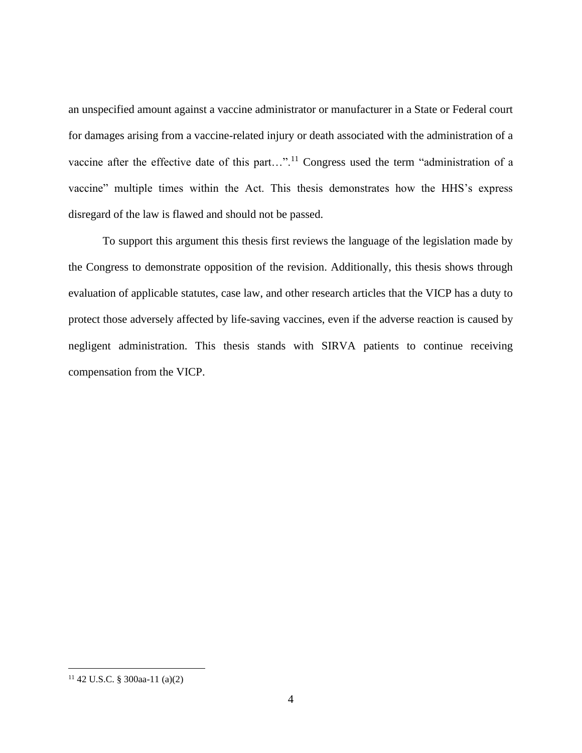an unspecified amount against a vaccine administrator or manufacturer in a State or Federal court for damages arising from a vaccine-related injury or death associated with the administration of a vaccine after the effective date of this part…”.[11] Congress used the term “administration of a vaccine” multiple times within the Act. This thesis demonstrates how the HHS’s express disregard of the law is flawed and should not be passed.

To support this argument this thesis first reviews the language of the legislation made by the Congress to demonstrate opposition of the revision. Additionally, this thesis shows through evaluation of applicable statutes, case law, and other research articles that the VICP has a duty to protect those adversely affected by life-saving vaccines, even if the adverse reaction is caused by negligent administration. This thesis stands with SIRVA patients to continue receiving compensation from the VICP.

---

[11] 42 U.S.C. § 300aa-11 (a)(2)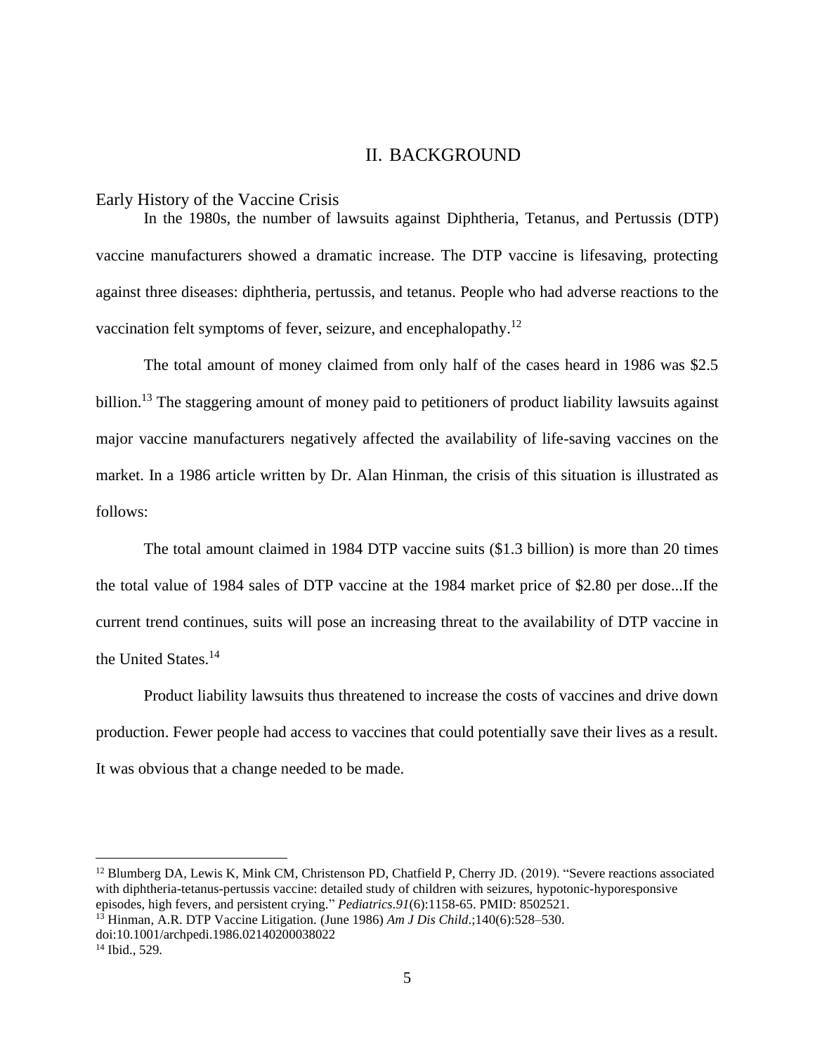## II. BACKGROUND

### Early History of the Vaccine Crisis

In the 1980s, the number of lawsuits against Diphtheria, Tetanus, and Pertussis (DTP) vaccine manufacturers showed a dramatic increase. The DTP vaccine is lifesaving, protecting against three diseases: diphtheria, pertussis, and tetanus. People who had adverse reactions to the vaccination felt symptoms of fever, seizure, and encephalopathy.[12]

The total amount of money claimed from only half of the cases heard in 1986 was $2.5 billion.[13] The staggering amount of money paid to petitioners of product liability lawsuits against major vaccine manufacturers negatively affected the availability of life-saving vaccines on the market. In a 1986 article written by Dr. Alan Hinman, the crisis of this situation is illustrated as follows:

The total amount claimed in 1984 DTP vaccine suits ($1.3 billion) is more than 20 times the total value of 1984 sales of DTP vaccine at the 1984 market price of $2.80 per dose...If the current trend continues, suits will pose an increasing threat to the availability of DTP vaccine in the United States.[14]

Product liability lawsuits thus threatened to increase the costs of vaccines and drive down production. Fewer people had access to vaccines that could potentially save their lives as a result. It was obvious that a change needed to be made.

---

[12] Blumberg DA, Lewis K, Mink CM, Christenson PD, Chatfield P, Cherry JD. (2019). "Severe reactions associated with diphtheria-tetanus-pertussis vaccine: detailed study of children with seizures, hypotonic-hyporesponsive episodes, high fevers, and persistent crying." *Pediatrics.91*(6):1158-65. PMID: 8502521.

[13] Hinman, A.R. DTP Vaccine Litigation. (June 1986) *Am J Dis Child*.;140(6):528–530. doi:10.1001/archpedi.1986.02140200038022

[14] Ibid., 529.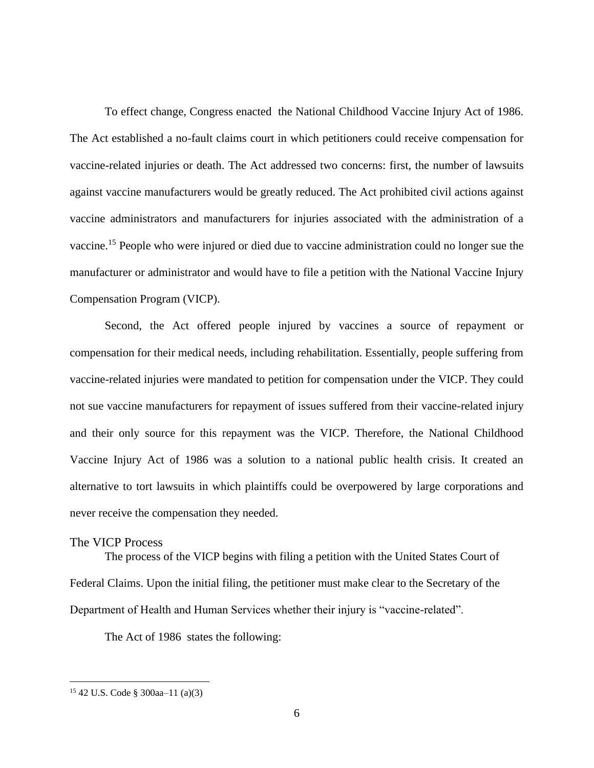To effect change, Congress enacted the National Childhood Vaccine Injury Act of 1986. The Act established a no-fault claims court in which petitioners could receive compensation for vaccine-related injuries or death. The Act addressed two concerns: first, the number of lawsuits against vaccine manufacturers would be greatly reduced. The Act prohibited civil actions against vaccine administrators and manufacturers for injuries associated with the administration of a vaccine.[15] People who were injured or died due to vaccine administration could no longer sue the manufacturer or administrator and would have to file a petition with the National Vaccine Injury Compensation Program (VICP).

Second, the Act offered people injured by vaccines a source of repayment or compensation for their medical needs, including rehabilitation. Essentially, people suffering from vaccine-related injuries were mandated to petition for compensation under the VICP. They could not sue vaccine manufacturers for repayment of issues suffered from their vaccine-related injury and their only source for this repayment was the VICP. Therefore, the National Childhood Vaccine Injury Act of 1986 was a solution to a national public health crisis. It created an alternative to tort lawsuits in which plaintiffs could be overpowered by large corporations and never receive the compensation they needed.

## The VICP Process

The process of the VICP begins with filing a petition with the United States Court of Federal Claims. Upon the initial filing, the petitioner must make clear to the Secretary of the Department of Health and Human Services whether their injury is "vaccine-related".

The Act of 1986 states the following:

---

[15] 42 U.S. Code § 300aa–11 (a)(3)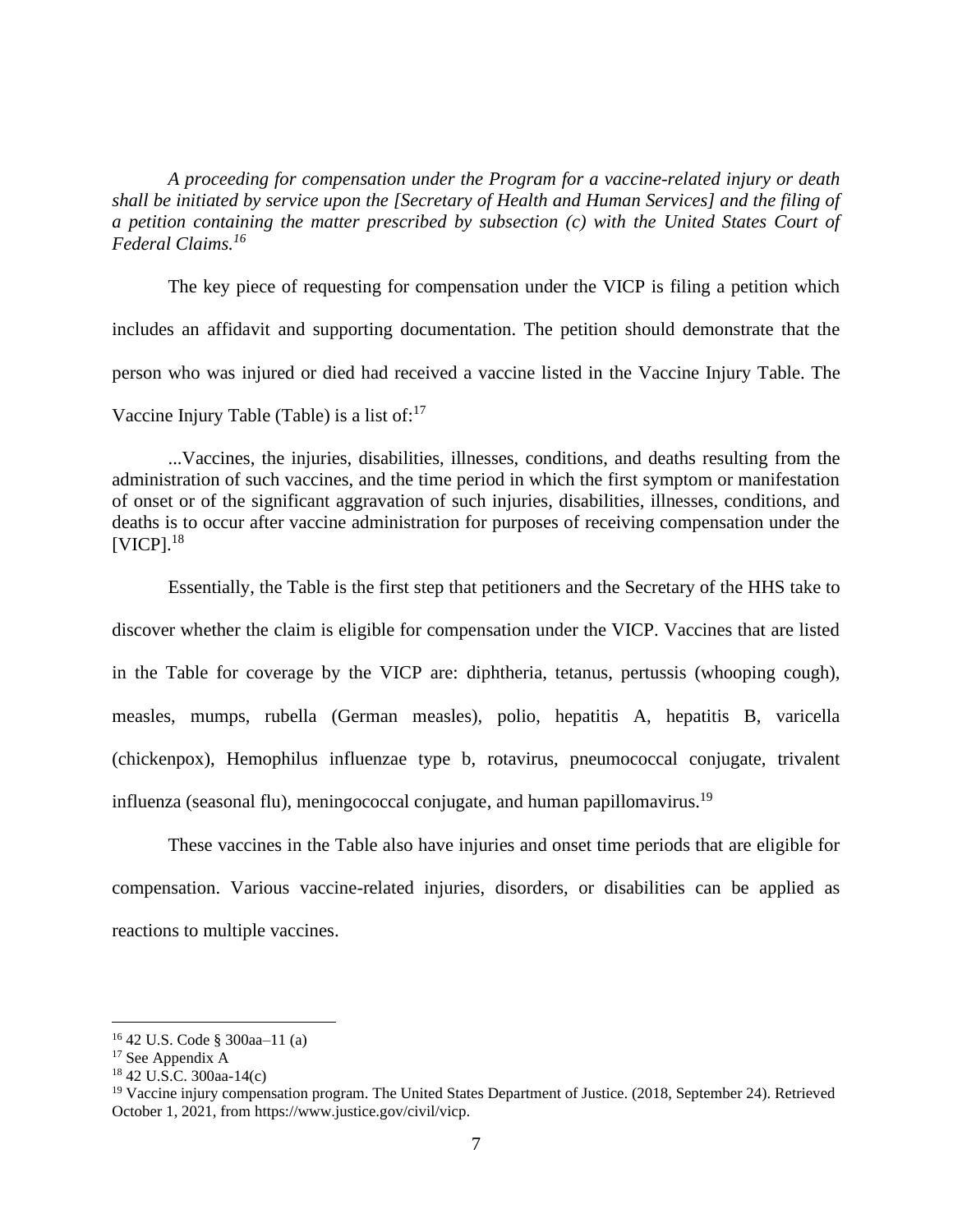*A proceeding for compensation under the Program for a vaccine-related injury or death shall be initiated by service upon the [Secretary of Health and Human Services] and the filing of a petition containing the matter prescribed by subsection (c) with the United States Court of Federal Claims.*[16]

The key piece of requesting for compensation under the VICP is filing a petition which includes an affidavit and supporting documentation. The petition should demonstrate that the person who was injured or died had received a vaccine listed in the Vaccine Injury Table. The Vaccine Injury Table (Table) is a list of:[17]

...Vaccines, the injuries, disabilities, illnesses, conditions, and deaths resulting from the administration of such vaccines, and the time period in which the first symptom or manifestation of onset or of the significant aggravation of such injuries, disabilities, illnesses, conditions, and deaths is to occur after vaccine administration for purposes of receiving compensation under the [VICP].[18]

Essentially, the Table is the first step that petitioners and the Secretary of the HHS take to discover whether the claim is eligible for compensation under the VICP. Vaccines that are listed in the Table for coverage by the VICP are: diphtheria, tetanus, pertussis (whooping cough), measles, mumps, rubella (German measles), polio, hepatitis A, hepatitis B, varicella (chickenpox), Hemophilus influenzae type b, rotavirus, pneumococcal conjugate, trivalent influenza (seasonal flu), meningococcal conjugate, and human papillomavirus.[19]

These vaccines in the Table also have injuries and onset time periods that are eligible for compensation. Various vaccine-related injuries, disorders, or disabilities can be applied as reactions to multiple vaccines.

---

[16] 42 U.S. Code § 300aa–11 (a)

[17] See Appendix A

[18] 42 U.S.C. 300aa-14(c)

[19] Vaccine injury compensation program. The United States Department of Justice. (2018, September 24). Retrieved October 1, 2021, from https://www.justice.gov/civil/vicp.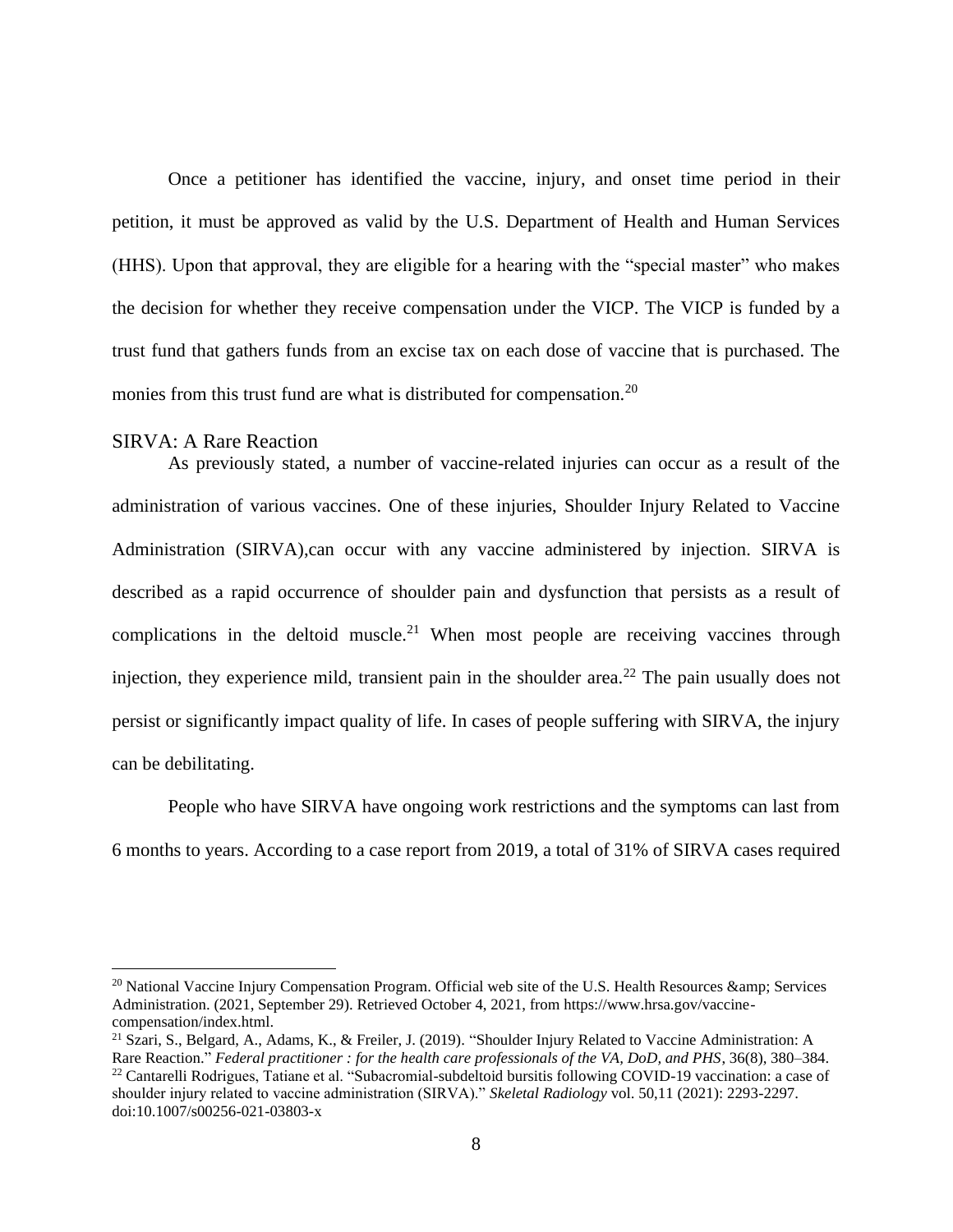Once a petitioner has identified the vaccine, injury, and onset time period in their petition, it must be approved as valid by the U.S. Department of Health and Human Services (HHS). Upon that approval, they are eligible for a hearing with the "special master" who makes the decision for whether they receive compensation under the VICP. The VICP is funded by a trust fund that gathers funds from an excise tax on each dose of vaccine that is purchased. The monies from this trust fund are what is distributed for compensation.[20]

## SIRVA: A Rare Reaction

As previously stated, a number of vaccine-related injuries can occur as a result of the administration of various vaccines. One of these injuries, Shoulder Injury Related to Vaccine Administration (SIRVA),can occur with any vaccine administered by injection. SIRVA is described as a rapid occurrence of shoulder pain and dysfunction that persists as a result of complications in the deltoid muscle.[21] When most people are receiving vaccines through injection, they experience mild, transient pain in the shoulder area.[22] The pain usually does not persist or significantly impact quality of life. In cases of people suffering with SIRVA, the injury can be debilitating.

People who have SIRVA have ongoing work restrictions and the symptoms can last from 6 months to years. According to a case report from 2019, a total of 31% of SIRVA cases required

---

[20] National Vaccine Injury Compensation Program. Official web site of the U.S. Health Resources &amp; Services Administration. (2021, September 29). Retrieved October 4, 2021, from https://www.hrsa.gov/vaccine-compensation/index.html.

[21] Szari, S., Belgard, A., Adams, K., & Freiler, J. (2019). "Shoulder Injury Related to Vaccine Administration: A Rare Reaction." *Federal practitioner : for the health care professionals of the VA, DoD, and PHS*, 36(8), 380–384.

[22] Cantarelli Rodrigues, Tatiane et al. "Subacromial-subdeltoid bursitis following COVID-19 vaccination: a case of shoulder injury related to vaccine administration (SIRVA)." *Skeletal Radiology* vol. 50,11 (2021): 2293-2297. doi:10.1007/s00256-021-03803-x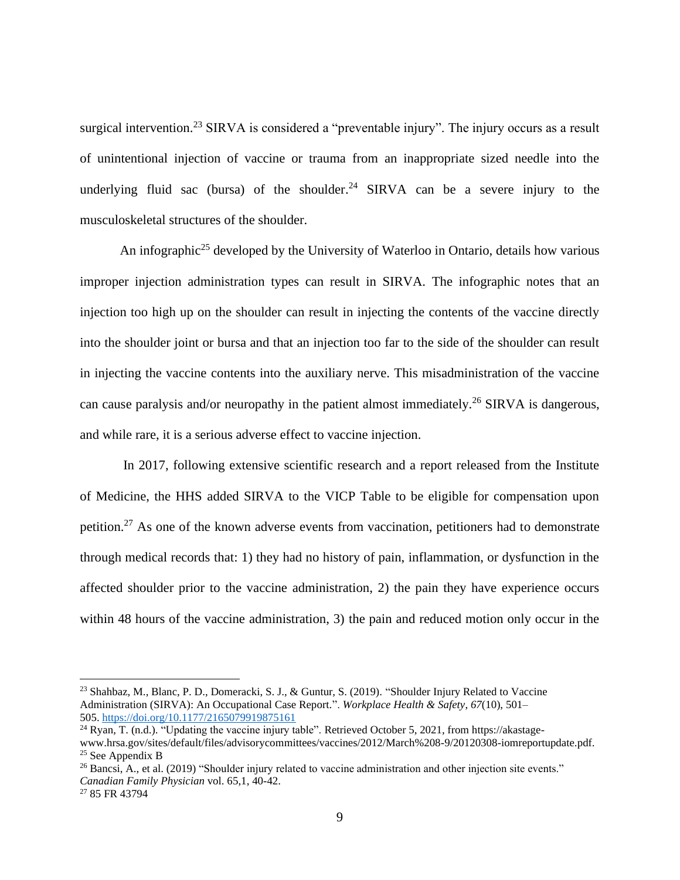surgical intervention.[23] SIRVA is considered a "preventable injury". The injury occurs as a result of unintentional injection of vaccine or trauma from an inappropriate sized needle into the underlying fluid sac (bursa) of the shoulder.[24] SIRVA can be a severe injury to the musculoskeletal structures of the shoulder.

An infographic[25] developed by the University of Waterloo in Ontario, details how various improper injection administration types can result in SIRVA. The infographic notes that an injection too high up on the shoulder can result in injecting the contents of the vaccine directly into the shoulder joint or bursa and that an injection too far to the side of the shoulder can result in injecting the vaccine contents into the auxiliary nerve. This misadministration of the vaccine can cause paralysis and/or neuropathy in the patient almost immediately.[26] SIRVA is dangerous, and while rare, it is a serious adverse effect to vaccine injection.

In 2017, following extensive scientific research and a report released from the Institute of Medicine, the HHS added SIRVA to the VICP Table to be eligible for compensation upon petition.[27] As one of the known adverse events from vaccination, petitioners had to demonstrate through medical records that: 1) they had no history of pain, inflammation, or dysfunction in the affected shoulder prior to the vaccine administration, 2) the pain they have experience occurs within 48 hours of the vaccine administration, 3) the pain and reduced motion only occur in the

---

[23] Shahbaz, M., Blanc, P. D., Domeracki, S. J., & Guntur, S. (2019). "Shoulder Injury Related to Vaccine Administration (SIRVA): An Occupational Case Report.". *Workplace Health & Safety*, *67*(10), 501–505. https://doi.org/10.1177/2165079919875161

[24] Ryan, T. (n.d.). "Updating the vaccine injury table". Retrieved October 5, 2021, from https://akastage-www.hrsa.gov/sites/default/files/advisorycommittees/vaccines/2012/March%208-9/20120308-iomreportupdate.pdf.

[25] See Appendix B

[26] Bancsi, A., et al. (2019) "Shoulder injury related to vaccine administration and other injection site events." *Canadian Family Physician* vol. 65,1, 40-42.

[27] 85 FR 43794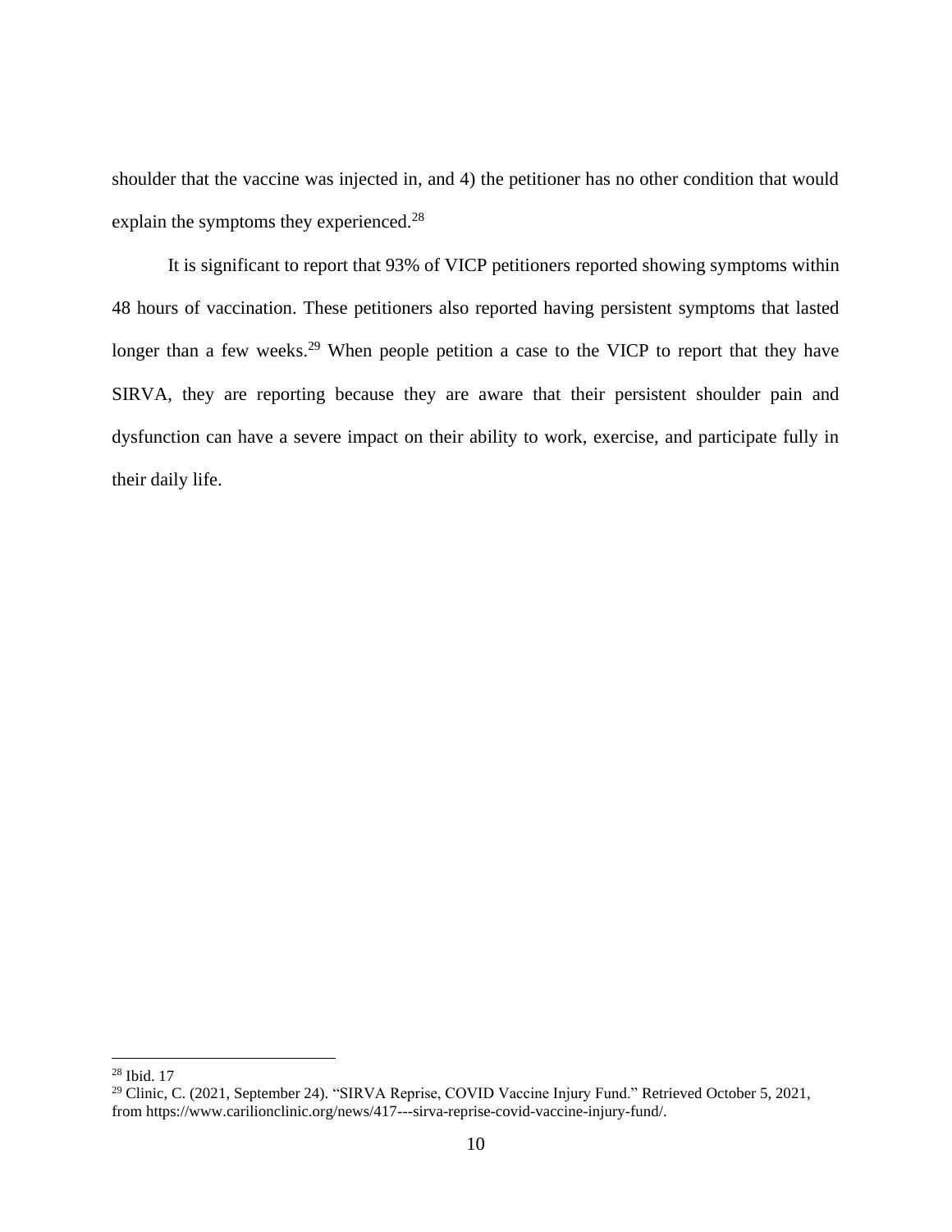shoulder that the vaccine was injected in, and 4) the petitioner has no other condition that would explain the symptoms they experienced.[28]

It is significant to report that 93% of VICP petitioners reported showing symptoms within 48 hours of vaccination. These petitioners also reported having persistent symptoms that lasted longer than a few weeks.[29] When people petition a case to the VICP to report that they have SIRVA, they are reporting because they are aware that their persistent shoulder pain and dysfunction can have a severe impact on their ability to work, exercise, and participate fully in their daily life.

---

[28] Ibid. 17

[29] Clinic, C. (2021, September 24). "SIRVA Reprise, COVID Vaccine Injury Fund." Retrieved October 5, 2021, from https://www.carilionclinic.org/news/417---sirva-reprise-covid-vaccine-injury-fund/.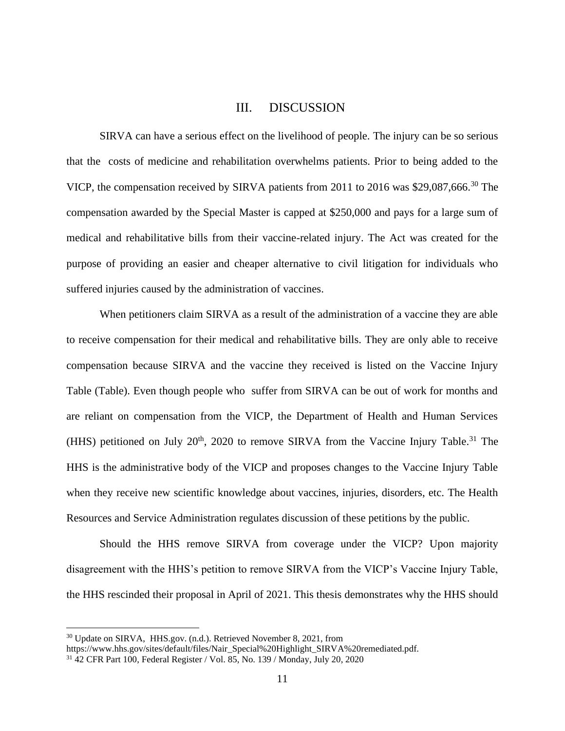## III. DISCUSSION

SIRVA can have a serious effect on the livelihood of people. The injury can be so serious that the costs of medicine and rehabilitation overwhelms patients. Prior to being added to the VICP, the compensation received by SIRVA patients from 2011 to 2016 was $29,087,666.[30] The compensation awarded by the Special Master is capped at $250,000 and pays for a large sum of medical and rehabilitative bills from their vaccine-related injury. The Act was created for the purpose of providing an easier and cheaper alternative to civil litigation for individuals who suffered injuries caused by the administration of vaccines.

When petitioners claim SIRVA as a result of the administration of a vaccine they are able to receive compensation for their medical and rehabilitative bills. They are only able to receive compensation because SIRVA and the vaccine they received is listed on the Vaccine Injury Table (Table). Even though people who suffer from SIRVA can be out of work for months and are reliant on compensation from the VICP, the Department of Health and Human Services (HHS) petitioned on July 20th, 2020 to remove SIRVA from the Vaccine Injury Table.[31] The HHS is the administrative body of the VICP and proposes changes to the Vaccine Injury Table when they receive new scientific knowledge about vaccines, injuries, disorders, etc. The Health Resources and Service Administration regulates discussion of these petitions by the public.

Should the HHS remove SIRVA from coverage under the VICP? Upon majority disagreement with the HHS's petition to remove SIRVA from the VICP's Vaccine Injury Table, the HHS rescinded their proposal in April of 2021. This thesis demonstrates why the HHS should

---

[30] Update on SIRVA, HHS.gov. (n.d.). Retrieved November 8, 2021, from https://www.hhs.gov/sites/default/files/Nair_Special%20Highlight_SIRVA%20remediated.pdf.

[31] 42 CFR Part 100, Federal Register / Vol. 85, No. 139 / Monday, July 20, 2020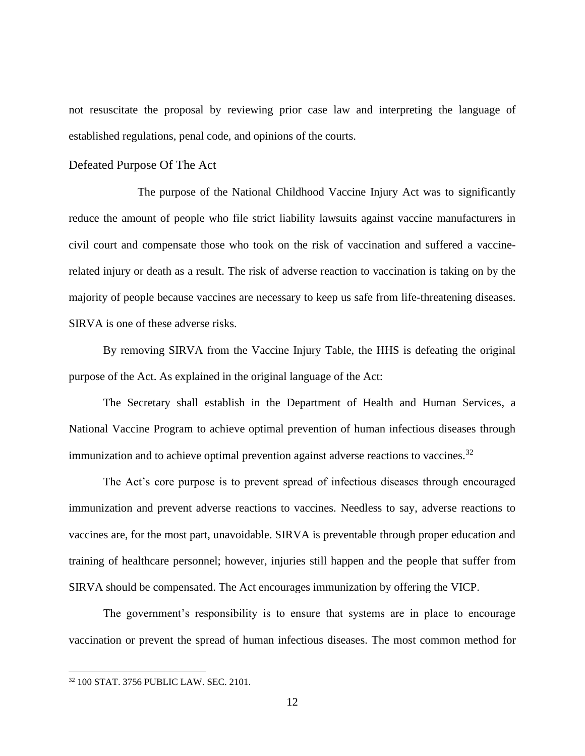not resuscitate the proposal by reviewing prior case law and interpreting the language of established regulations, penal code, and opinions of the courts.

## Defeated Purpose Of The Act

The purpose of the National Childhood Vaccine Injury Act was to significantly reduce the amount of people who file strict liability lawsuits against vaccine manufacturers in civil court and compensate those who took on the risk of vaccination and suffered a vaccine-related injury or death as a result. The risk of adverse reaction to vaccination is taking on by the majority of people because vaccines are necessary to keep us safe from life-threatening diseases. SIRVA is one of these adverse risks.

By removing SIRVA from the Vaccine Injury Table, the HHS is defeating the original purpose of the Act. As explained in the original language of the Act:

The Secretary shall establish in the Department of Health and Human Services, a National Vaccine Program to achieve optimal prevention of human infectious diseases through immunization and to achieve optimal prevention against adverse reactions to vaccines.[32]

The Act's core purpose is to prevent spread of infectious diseases through encouraged immunization and prevent adverse reactions to vaccines. Needless to say, adverse reactions to vaccines are, for the most part, unavoidable. SIRVA is preventable through proper education and training of healthcare personnel; however, injuries still happen and the people that suffer from SIRVA should be compensated. The Act encourages immunization by offering the VICP.

The government's responsibility is to ensure that systems are in place to encourage vaccination or prevent the spread of human infectious diseases. The most common method for

[32] 100 STAT. 3756 PUBLIC LAW. SEC. 2101.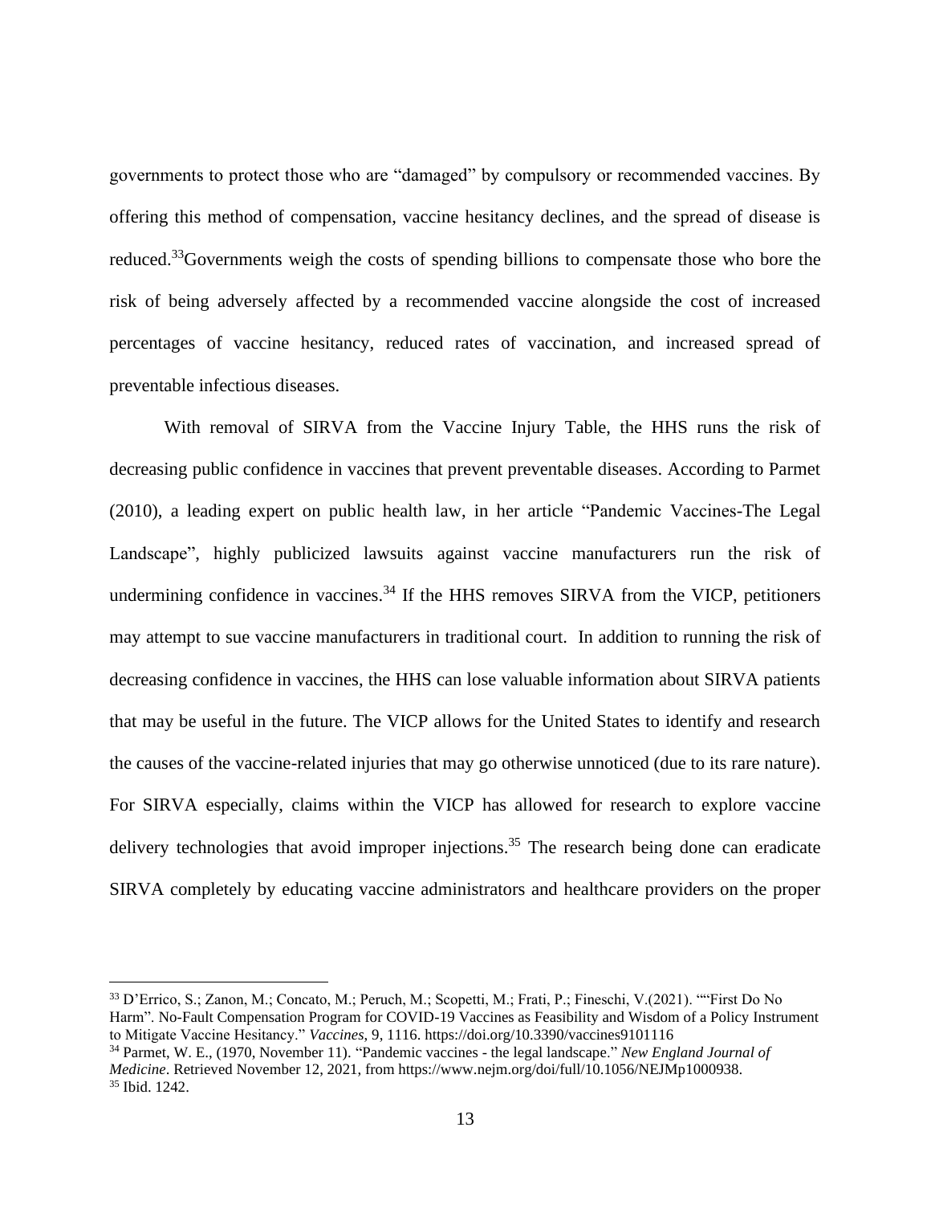governments to protect those who are "damaged" by compulsory or recommended vaccines. By offering this method of compensation, vaccine hesitancy declines, and the spread of disease is reduced.[33]Governments weigh the costs of spending billions to compensate those who bore the risk of being adversely affected by a recommended vaccine alongside the cost of increased percentages of vaccine hesitancy, reduced rates of vaccination, and increased spread of preventable infectious diseases.

With removal of SIRVA from the Vaccine Injury Table, the HHS runs the risk of decreasing public confidence in vaccines that prevent preventable diseases. According to Parmet (2010), a leading expert on public health law, in her article "Pandemic Vaccines-The Legal Landscape", highly publicized lawsuits against vaccine manufacturers run the risk of undermining confidence in vaccines.[34] If the HHS removes SIRVA from the VICP, petitioners may attempt to sue vaccine manufacturers in traditional court. In addition to running the risk of decreasing confidence in vaccines, the HHS can lose valuable information about SIRVA patients that may be useful in the future. The VICP allows for the United States to identify and research the causes of the vaccine-related injuries that may go otherwise unnoticed (due to its rare nature). For SIRVA especially, claims within the VICP has allowed for research to explore vaccine delivery technologies that avoid improper injections.[35] The research being done can eradicate SIRVA completely by educating vaccine administrators and healthcare providers on the proper

---

[33] D'Errico, S.; Zanon, M.; Concato, M.; Peruch, M.; Scopetti, M.; Frati, P.; Fineschi, V.(2021). ""First Do No Harm". No-Fault Compensation Program for COVID-19 Vaccines as Feasibility and Wisdom of a Policy Instrument to Mitigate Vaccine Hesitancy." *Vaccines*, 9, 1116. https://doi.org/10.3390/vaccines9101116

[34] Parmet, W. E., (1970, November 11). "Pandemic vaccines - the legal landscape." *New England Journal of Medicine*. Retrieved November 12, 2021, from https://www.nejm.org/doi/full/10.1056/NEJMp1000938.

[35] Ibid. 1242.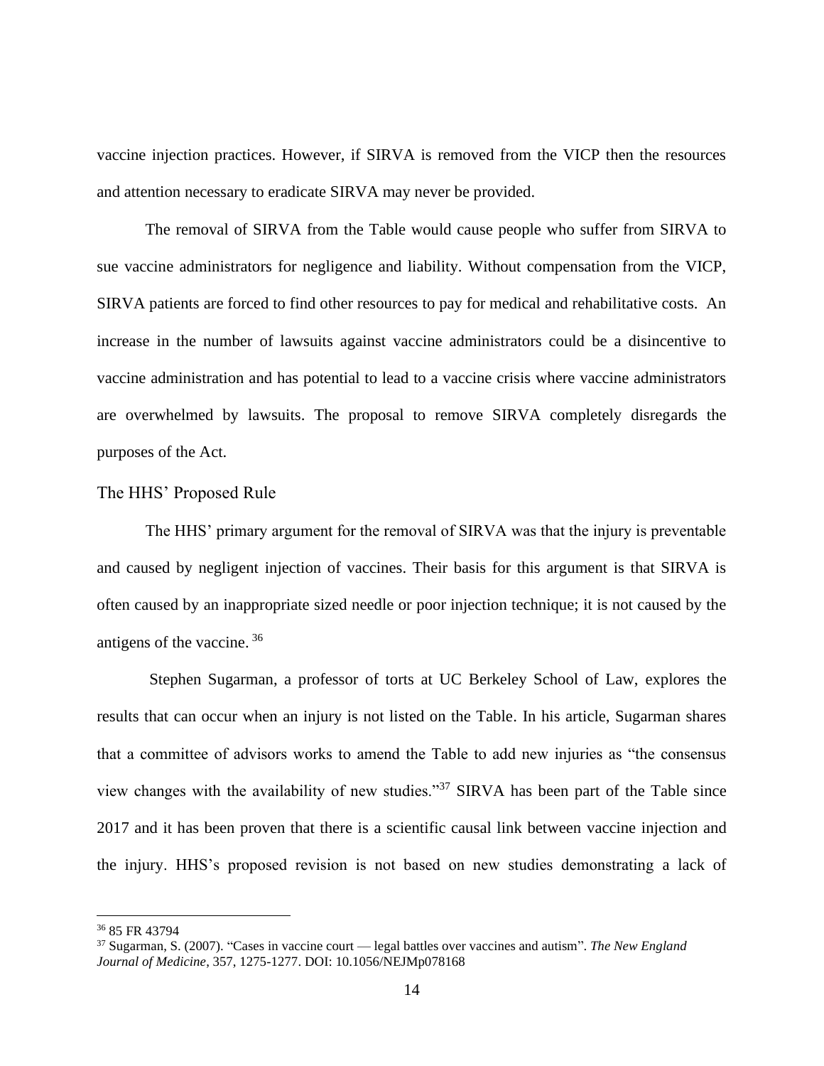vaccine injection practices. However, if SIRVA is removed from the VICP then the resources and attention necessary to eradicate SIRVA may never be provided.

The removal of SIRVA from the Table would cause people who suffer from SIRVA to sue vaccine administrators for negligence and liability. Without compensation from the VICP, SIRVA patients are forced to find other resources to pay for medical and rehabilitative costs. An increase in the number of lawsuits against vaccine administrators could be a disincentive to vaccine administration and has potential to lead to a vaccine crisis where vaccine administrators are overwhelmed by lawsuits. The proposal to remove SIRVA completely disregards the purposes of the Act.

## The HHS' Proposed Rule

The HHS' primary argument for the removal of SIRVA was that the injury is preventable and caused by negligent injection of vaccines. Their basis for this argument is that SIRVA is often caused by an inappropriate sized needle or poor injection technique; it is not caused by the antigens of the vaccine. [36]

Stephen Sugarman, a professor of torts at UC Berkeley School of Law, explores the results that can occur when an injury is not listed on the Table. In his article, Sugarman shares that a committee of advisors works to amend the Table to add new injuries as "the consensus view changes with the availability of new studies."[37] SIRVA has been part of the Table since 2017 and it has been proven that there is a scientific causal link between vaccine injection and the injury. HHS's proposed revision is not based on new studies demonstrating a lack of

---

[36] 85 FR 43794

[37] Sugarman, S. (2007). "Cases in vaccine court — legal battles over vaccines and autism". *The New England Journal of Medicine*, 357, 1275-1277. DOI: 10.1056/NEJMp078168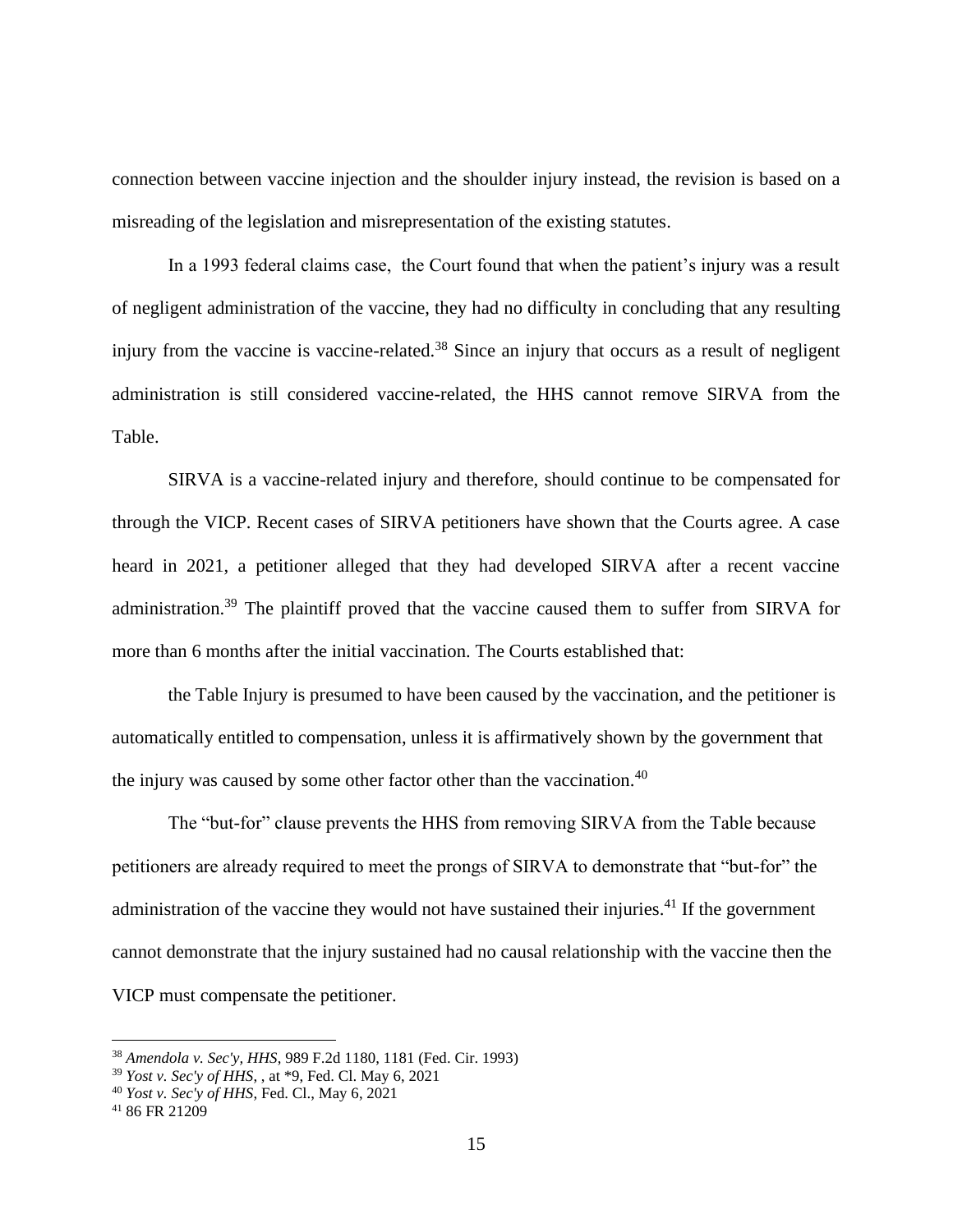connection between vaccine injection and the shoulder injury instead, the revision is based on a misreading of the legislation and misrepresentation of the existing statutes.

In a 1993 federal claims case, the Court found that when the patient's injury was a result of negligent administration of the vaccine, they had no difficulty in concluding that any resulting injury from the vaccine is vaccine-related.[38] Since an injury that occurs as a result of negligent administration is still considered vaccine-related, the HHS cannot remove SIRVA from the Table.

SIRVA is a vaccine-related injury and therefore, should continue to be compensated for through the VICP. Recent cases of SIRVA petitioners have shown that the Courts agree. A case heard in 2021, a petitioner alleged that they had developed SIRVA after a recent vaccine administration.[39] The plaintiff proved that the vaccine caused them to suffer from SIRVA for more than 6 months after the initial vaccination. The Courts established that:

> the Table Injury is presumed to have been caused by the vaccination, and the petitioner is automatically entitled to compensation, unless it is affirmatively shown by the government that the injury was caused by some other factor other than the vaccination.[40]

The "but-for" clause prevents the HHS from removing SIRVA from the Table because petitioners are already required to meet the prongs of SIRVA to demonstrate that "but-for" the administration of the vaccine they would not have sustained their injuries.[41] If the government cannot demonstrate that the injury sustained had no causal relationship with the vaccine then the VICP must compensate the petitioner.

---

[38] *Amendola v. Sec'y, HHS*, 989 F.2d 1180, 1181 (Fed. Cir. 1993)

[39] *Yost v. Sec'y of HHS*, , at *9, Fed. Cl. May 6, 2021

[40] *Yost v. Sec'y of HHS*, Fed. Cl., May 6, 2021

[41] 86 FR 21209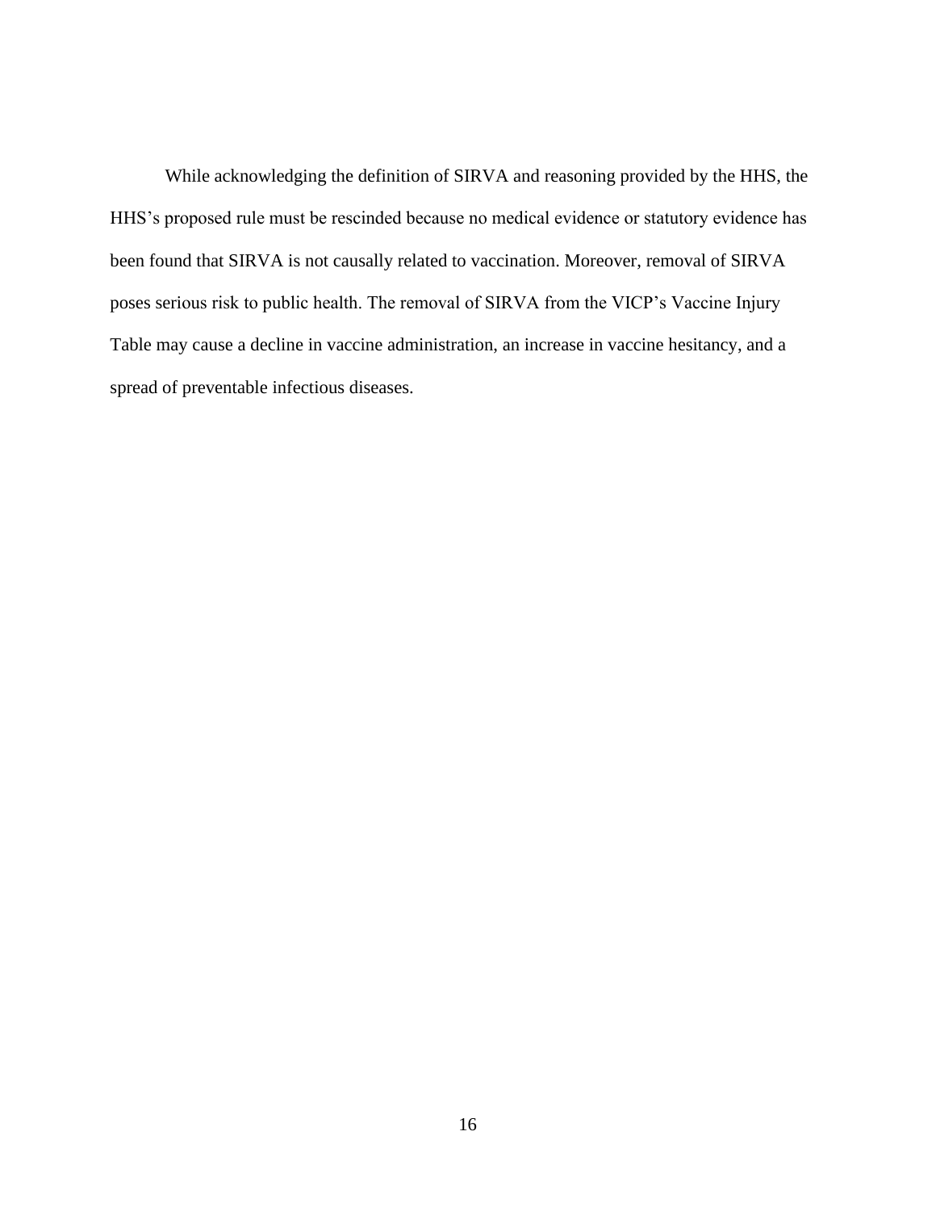While acknowledging the definition of SIRVA and reasoning provided by the HHS, the HHS's proposed rule must be rescinded because no medical evidence or statutory evidence has been found that SIRVA is not causally related to vaccination. Moreover, removal of SIRVA poses serious risk to public health. The removal of SIRVA from the VICP's Vaccine Injury Table may cause a decline in vaccine administration, an increase in vaccine hesitancy, and a spread of preventable infectious diseases.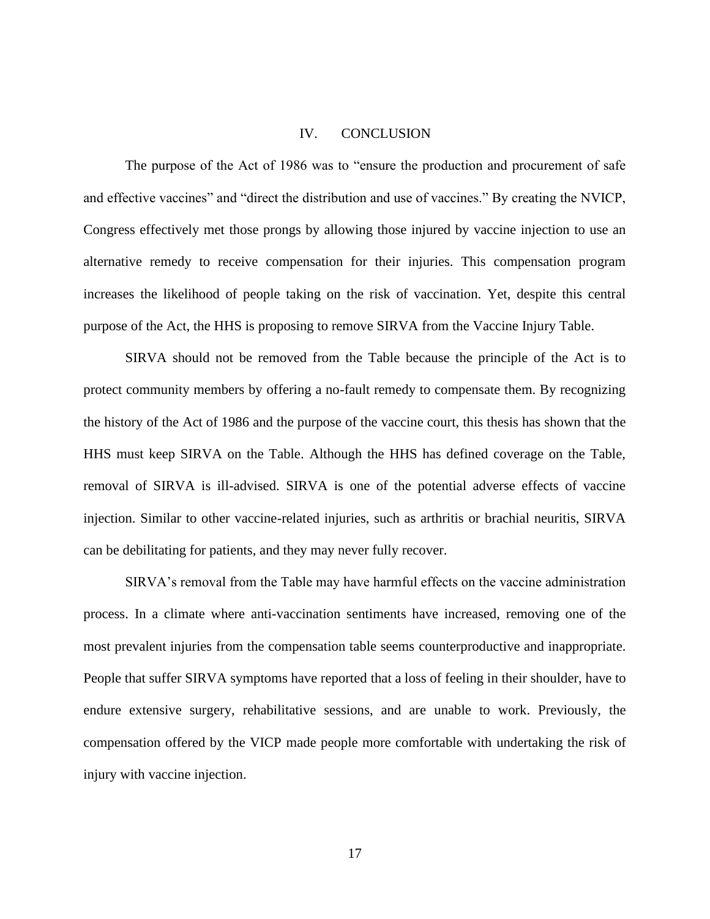# IV. CONCLUSION

The purpose of the Act of 1986 was to "ensure the production and procurement of safe and effective vaccines" and "direct the distribution and use of vaccines." By creating the NVICP, Congress effectively met those prongs by allowing those injured by vaccine injection to use an alternative remedy to receive compensation for their injuries. This compensation program increases the likelihood of people taking on the risk of vaccination. Yet, despite this central purpose of the Act, the HHS is proposing to remove SIRVA from the Vaccine Injury Table.

SIRVA should not be removed from the Table because the principle of the Act is to protect community members by offering a no-fault remedy to compensate them. By recognizing the history of the Act of 1986 and the purpose of the vaccine court, this thesis has shown that the HHS must keep SIRVA on the Table. Although the HHS has defined coverage on the Table, removal of SIRVA is ill-advised. SIRVA is one of the potential adverse effects of vaccine injection. Similar to other vaccine-related injuries, such as arthritis or brachial neuritis, SIRVA can be debilitating for patients, and they may never fully recover.

SIRVA's removal from the Table may have harmful effects on the vaccine administration process. In a climate where anti-vaccination sentiments have increased, removing one of the most prevalent injuries from the compensation table seems counterproductive and inappropriate. People that suffer SIRVA symptoms have reported that a loss of feeling in their shoulder, have to endure extensive surgery, rehabilitative sessions, and are unable to work. Previously, the compensation offered by the VICP made people more comfortable with undertaking the risk of injury with vaccine injection.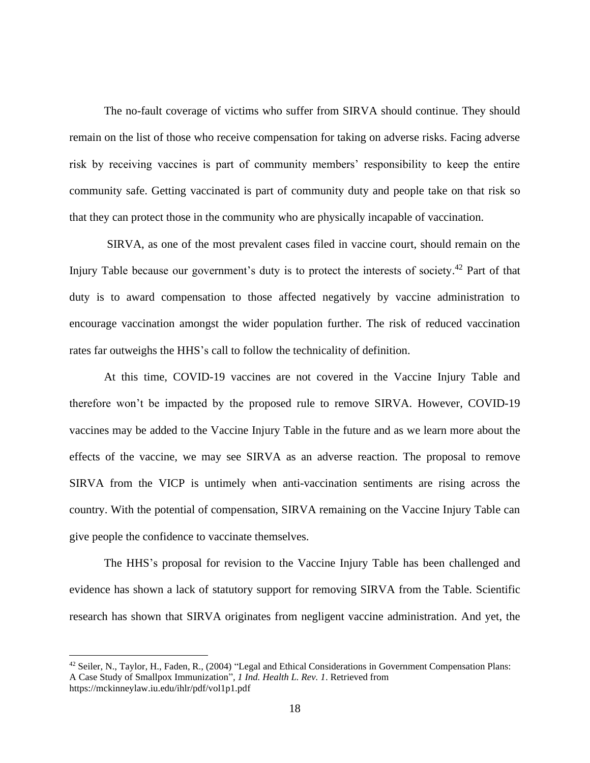The no-fault coverage of victims who suffer from SIRVA should continue. They should remain on the list of those who receive compensation for taking on adverse risks. Facing adverse risk by receiving vaccines is part of community members' responsibility to keep the entire community safe. Getting vaccinated is part of community duty and people take on that risk so that they can protect those in the community who are physically incapable of vaccination.

SIRVA, as one of the most prevalent cases filed in vaccine court, should remain on the Injury Table because our government's duty is to protect the interests of society.[42] Part of that duty is to award compensation to those affected negatively by vaccine administration to encourage vaccination amongst the wider population further. The risk of reduced vaccination rates far outweighs the HHS's call to follow the technicality of definition.

At this time, COVID-19 vaccines are not covered in the Vaccine Injury Table and therefore won't be impacted by the proposed rule to remove SIRVA. However, COVID-19 vaccines may be added to the Vaccine Injury Table in the future and as we learn more about the effects of the vaccine, we may see SIRVA as an adverse reaction. The proposal to remove SIRVA from the VICP is untimely when anti-vaccination sentiments are rising across the country. With the potential of compensation, SIRVA remaining on the Vaccine Injury Table can give people the confidence to vaccinate themselves.

The HHS's proposal for revision to the Vaccine Injury Table has been challenged and evidence has shown a lack of statutory support for removing SIRVA from the Table. Scientific research has shown that SIRVA originates from negligent vaccine administration. And yet, the

---

[42] Seiler, N., Taylor, H., Faden, R., (2004) "Legal and Ethical Considerations in Government Compensation Plans: A Case Study of Smallpox Immunization", *1 Ind. Health L. Rev. 1*. Retrieved from https://mckinneylaw.iu.edu/ihlr/pdf/vol1p1.pdf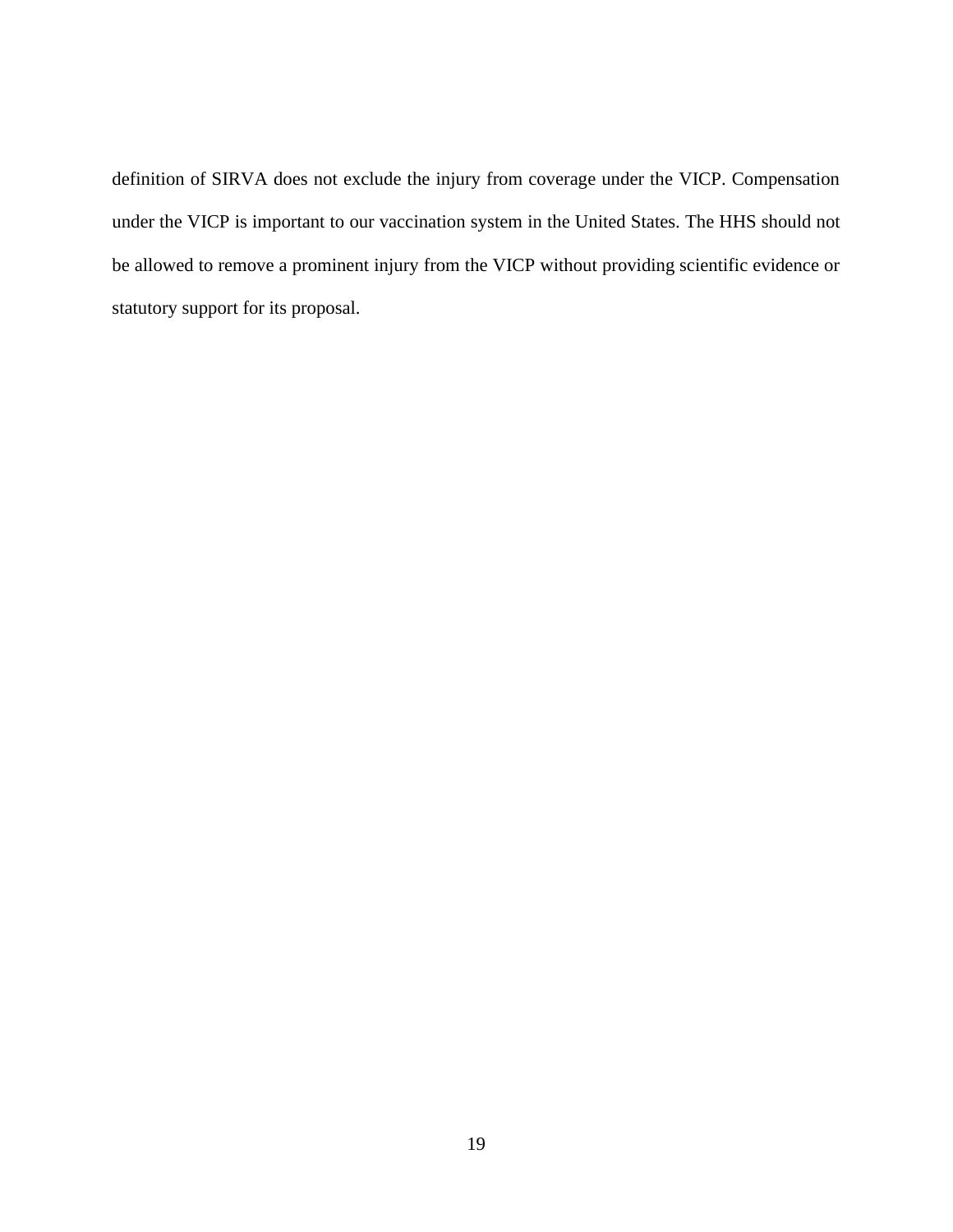definition of SIRVA does not exclude the injury from coverage under the VICP. Compensation under the VICP is important to our vaccination system in the United States. The HHS should not be allowed to remove a prominent injury from the VICP without providing scientific evidence or statutory support for its proposal.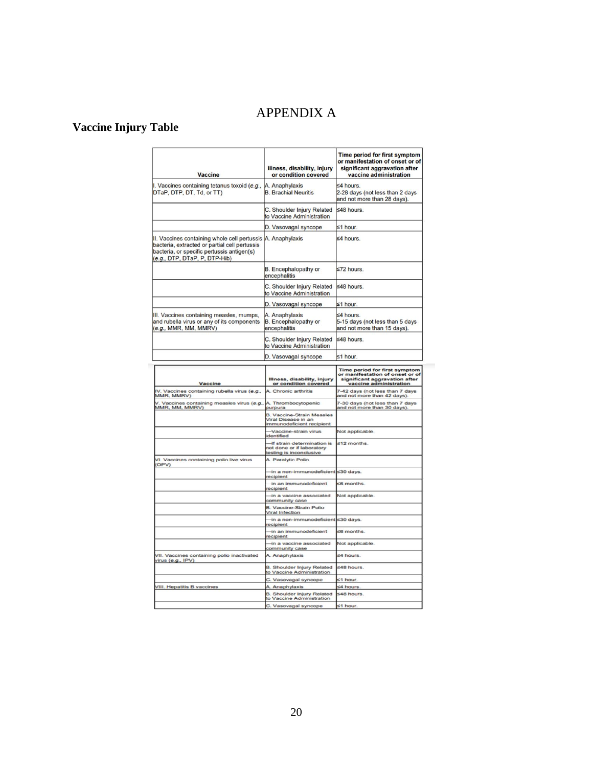# APPENDIX A

## Vaccine Injury Table

| Vaccine | Illness, disability, injury or condition covered | Time period for first symptom or manifestation of onset or of significant aggravation after vaccine administration |
|---|---|---|
| I. Vaccines containing tetanus toxoid (*e.g.*, DTaP, DTP, DT, Td, or TT) | A. Anaphylaxis<br>B. Brachial Neuritis | ≤4 hours.<br>2-28 days (not less than 2 days and not more than 28 days). |
| | C. Shoulder Injury Related to Vaccine Administration | ≤48 hours. |
| | D. Vasovagal syncope | ≤1 hour. |
| II. Vaccines containing whole cell pertussis bacteria, extracted or partial cell pertussis bacteria, or specific pertussis antigen(s) (*e.g.*, DTP, DTaP, P, DTP-Hib) | A. Anaphylaxis | ≤4 hours. |
| | B. Encephalopathy or encephalitis | ≤72 hours. |
| | C. Shoulder Injury Related to Vaccine Administration | ≤48 hours. |
| | D. Vasovagal syncope | ≤1 hour. |
| III. Vaccines containing measles, mumps, and rubella virus or any of its components (*e.g.*, MMR, MM, MMRV) | A. Anaphylaxis<br>B. Encephalopathy or encephalitis | ≤4 hours.<br>5-15 days (not less than 5 days and not more than 15 days). |
| | C. Shoulder Injury Related to Vaccine Administration | ≤48 hours. |
| | D. Vasovagal syncope | ≤1 hour. |
| IV. Vaccines containing rubella virus (*e.g.*, MMR, MMRV) | A. Chronic arthritis | 7-42 days (not less than 7 days and not more than 42 days). |
| V. Vaccines containing measles virus (*e.g.*, MMR, MM, MMRV) | A. Thrombocytopenic purpura | 7-30 days (not less than 7 days and not more than 30 days). |
| | B. Vaccine-Strain Measles Viral Disease in an immunodeficient recipient | |
| | —Vaccine-strain virus identified | Not applicable. |
| | —If strain determination is not done or if laboratory testing is inconclusive | ≤12 months. |
| VI. Vaccines containing polio live virus (OPV) | A. Paralytic Polio | |
| | —in a non-immunodeficient recipient | ≤30 days. |
| | —in an immunodeficient recipient | ≤6 months. |
| | —in a vaccine associated community case | Not applicable. |
| | B. Vaccine-Strain Polio Viral Infection | |
| | —in a non-immunodeficient recipient | ≤30 days. |
| | —in an immunodeficient recipient | ≤6 months. |
| | —in a vaccine associated community case | Not applicable. |
| VII. Vaccines containing polio inactivated virus (*e.g.*, IPV) | A. Anaphylaxis | ≤4 hours. |
| | B. Shoulder Injury Related to Vaccine Administration | ≤48 hours. |
| | C. Vasovagal syncope | ≤1 hour. |
| VIII. Hepatitis B vaccines | A. Anaphylaxis | ≤4 hours. |
| | B. Shoulder Injury Related to Vaccine Administration | ≤48 hours. |
| | C. Vasovagal syncope | ≤1 hour. |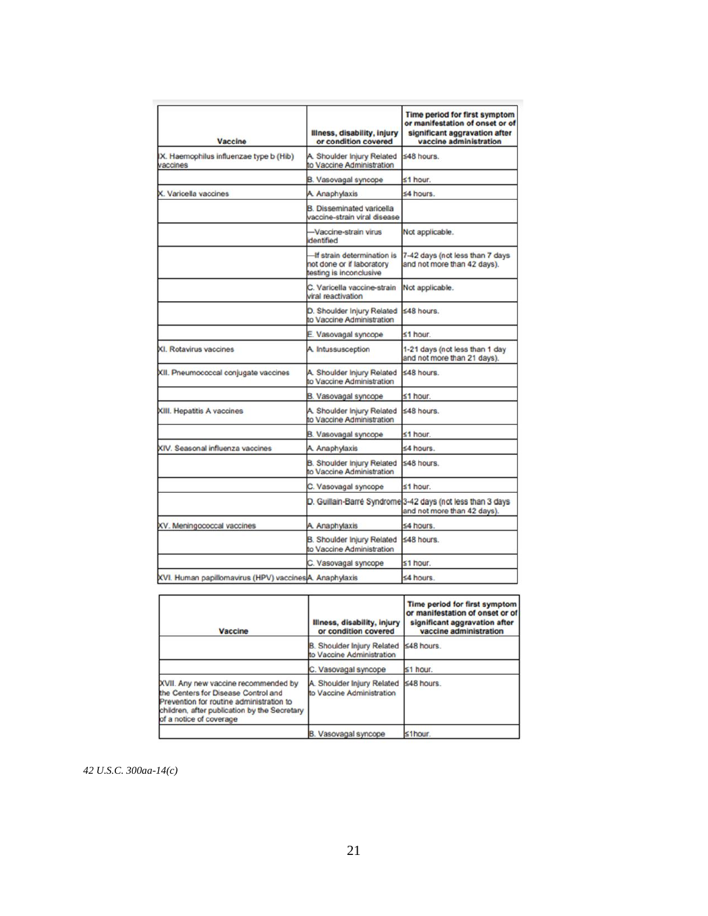| Vaccine | Illness, disability, injury or condition covered | Time period for first symptom or manifestation of onset or of significant aggravation after vaccine administration |
|---|---|---|
| IX. Haemophilus influenzae type b (Hib) vaccines | A. Shoulder Injury Related to Vaccine Administration | ≤48 hours. |
| | B. Vasovagal syncope | ≤1 hour. |
| X. Varicella vaccines | A. Anaphylaxis | ≤4 hours. |
| | B. Disseminated varicella vaccine-strain viral disease | |
| | —Vaccine-strain virus identified | Not applicable. |
| | —If strain determination is not done or if laboratory testing is inconclusive | 7-42 days (not less than 7 days and not more than 42 days). |
| | C. Varicella vaccine-strain viral reactivation | Not applicable. |
| | D. Shoulder Injury Related to Vaccine Administration | ≤48 hours. |
| | E. Vasovagal syncope | ≤1 hour. |
| XI. Rotavirus vaccines | A. Intussusception | 1-21 days (not less than 1 day and not more than 21 days). |
| XII. Pneumococcal conjugate vaccines | A. Shoulder Injury Related to Vaccine Administration | ≤48 hours. |
| | B. Vasovagal syncope | ≤1 hour. |
| XIII. Hepatitis A vaccines | A. Shoulder Injury Related to Vaccine Administration | ≤48 hours. |
| | B. Vasovagal syncope | ≤1 hour. |
| XIV. Seasonal influenza vaccines | A. Anaphylaxis | ≤4 hours. |
| | B. Shoulder Injury Related to Vaccine Administration | ≤48 hours. |
| | C. Vasovagal syncope | ≤1 hour. |
| | D. Guillain-Barré Syndrome | 3-42 days (not less than 3 days and not more than 42 days). |
| XV. Meningococcal vaccines | A. Anaphylaxis | ≤4 hours. |
| | B. Shoulder Injury Related to Vaccine Administration | ≤48 hours. |
| | C. Vasovagal syncope | ≤1 hour. |
| XVI. Human papillomavirus (HPV) vaccines | A. Anaphylaxis | ≤4 hours. |
| | B. Shoulder Injury Related to Vaccine Administration | ≤48 hours. |
| | C. Vasovagal syncope | ≤1 hour. |
| XVII. Any new vaccine recommended by the Centers for Disease Control and Prevention for routine administration to children, after publication by the Secretary of a notice of coverage | A. Shoulder Injury Related to Vaccine Administration | ≤48 hours. |
| | B. Vasovagal syncope | ≤1hour. |

*42 U.S.C. 300aa-14(c)*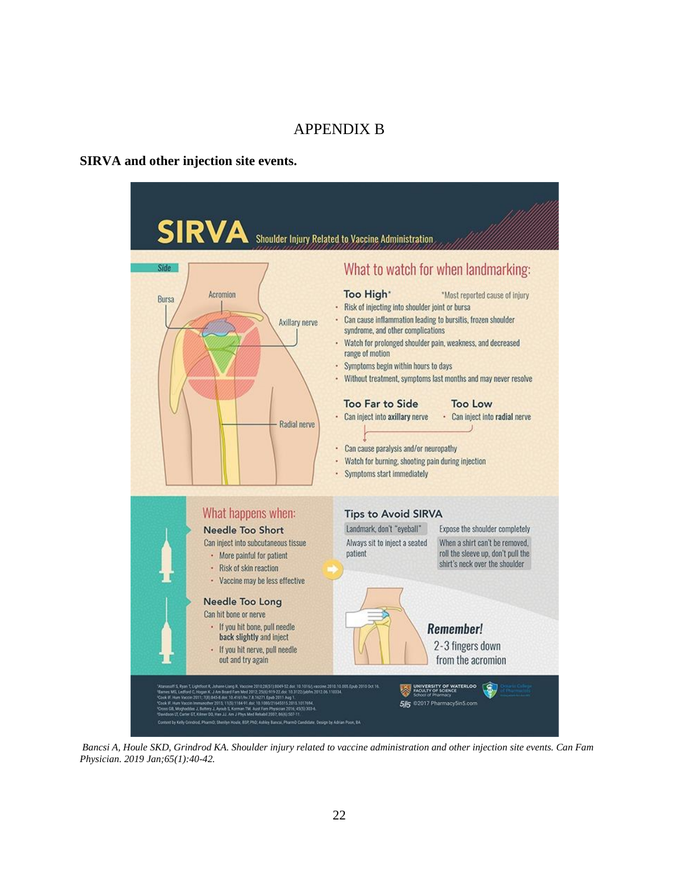# APPENDIX B

**SIRVA and other injection site events.**

# SIRVA Shoulder Injury Related to Vaccine Administration

Side

Bursa

Acromion

Axillary nerve

Radial nerve

## What to watch for when landmarking:

**Too High***

*Most reported cause of injury

- Risk of injecting into shoulder joint or bursa
- Can cause inflammation leading to bursitis, frozen shoulder syndrome, and other complications
- Watch for prolonged shoulder pain, weakness, and decreased range of motion
- Symptoms begin within hours to days
- Without treatment, symptoms last months and may never resolve

**Too Far to Side**

- Can inject into **axillary** nerve

**Too Low**

- Can inject into **radial** nerve

- Can cause paralysis and/or neuropathy
- Watch for burning, shooting pain during injection
- Symptoms start immediately

## What happens when:

**Needle Too Short**

Can inject into subcutaneous tissue

- More painful for patient
- Risk of skin reaction
- Vaccine may be less effective

**Needle Too Long**

Can hit bone or nerve

- If you hit bone, pull needle **back slightly** and inject
- If you hit nerve, pull needle out and try again

## Tips to Avoid SIRVA

Landmark, don't "eyeball"

Always sit to inject a seated patient

Expose the shoulder completely

When a shirt can't be removed, roll the sleeve up, don't pull the shirt's neck over the shoulder

**Remember!**

2-3 fingers down from the acromion

¹Atanasoff S, Ryan T, Lightfoot R, Johann-Liang R. Vaccine 2010;28(51):8049-52. doi: 10.1016/j.vaccine.2010.10.005. Epub 2010 Oct 16.
²Barnes MG, Ledford C, Hogan K. J Am Board Fam Med 2012; 25(6):919-22. doi: 10.3122/jabfm.2012.06.110334.
³Cook IF. Hum Vaccin 2011; 7(8):845-8. doi: 10.4161/hv.7.8.16271. Epub 2011 Aug 1.
⁴Cook IF. Hum Vaccin Immunother 2015; 11(5):1184-91. doi: 10.1080/21645515.2015.1017694.
⁵Cross GB, Moghaddas J, Buttery J, Ayoub S, Korman TM. Aust Fam Physician 2016; 45(5):303-6.
⁶Davidson LT, Carter GT, Kilmer DD, Han JJ. Am J Phys Med Rehabil 2007; 86(6):507-11.

Content by Kelly Grindrod, PharmD; Sherilyn Houle, BSP, PhD; Ashley Bancsi, PharmD Candidate. Design by Adrian Poon, BA

University of Waterloo Faculty of Science School of Pharmacy

Ontario College of Pharmacists

©2017 PharmacySin5.com

*Bancsi A, Houle SKD, Grindrod KA. Shoulder injury related to vaccine administration and other injection site events. Can Fam Physician. 2019 Jan;65(1):40-42.*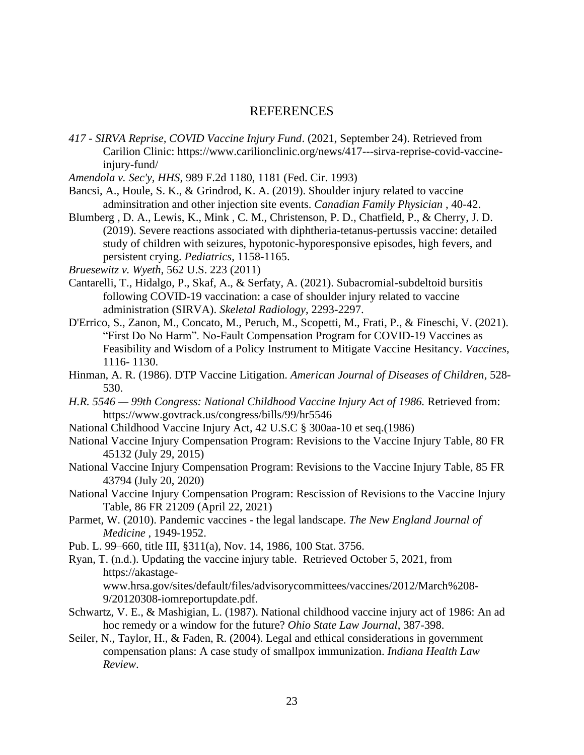# REFERENCES

*417 - SIRVA Reprise, COVID Vaccine Injury Fund*. (2021, September 24). Retrieved from Carilion Clinic: https://www.carilionclinic.org/news/417---sirva-reprise-covid-vaccine-injury-fund/

*Amendola v. Sec'y, HHS*, 989 F.2d 1180, 1181 (Fed. Cir. 1993)

Bancsi, A., Houle, S. K., & Grindrod, K. A. (2019). Shoulder injury related to vaccine adminsitration and other injection site events. *Canadian Family Physician* , 40-42.

Blumberg , D. A., Lewis, K., Mink , C. M., Christenson, P. D., Chatfield, P., & Cherry, J. D. (2019). Severe reactions associated with diphtheria-tetanus-pertussis vaccine: detailed study of children with seizures, hypotonic-hyporesponsive episodes, high fevers, and persistent crying. *Pediatrics*, 1158-1165.

*Bruesewitz v. Wyeth*, 562 U.S. 223 (2011)

Cantarelli, T., Hidalgo, P., Skaf, A., & Serfaty, A. (2021). Subacromial-subdeltoid bursitis following COVID-19 vaccination: a case of shoulder injury related to vaccine administration (SIRVA). *Skeletal Radiology*, 2293-2297.

D'Errico, S., Zanon, M., Concato, M., Peruch, M., Scopetti, M., Frati, P., & Fineschi, V. (2021). "First Do No Harm". No-Fault Compensation Program for COVID-19 Vaccines as Feasibility and Wisdom of a Policy Instrument to Mitigate Vaccine Hesitancy. *Vaccines*, 1116- 1130.

Hinman, A. R. (1986). DTP Vaccine Litigation. *American Journal of Diseases of Children*, 528-530.

*H.R. 5546 — 99th Congress: National Childhood Vaccine Injury Act of 1986.* Retrieved from: https://www.govtrack.us/congress/bills/99/hr5546

National Childhood Vaccine Injury Act, 42 U.S.C § 300aa-10 et seq.(1986)

National Vaccine Injury Compensation Program: Revisions to the Vaccine Injury Table, 80 FR 45132 (July 29, 2015)

National Vaccine Injury Compensation Program: Revisions to the Vaccine Injury Table, 85 FR 43794 (July 20, 2020)

National Vaccine Injury Compensation Program: Rescission of Revisions to the Vaccine Injury Table, 86 FR 21209 (April 22, 2021)

Parmet, W. (2010). Pandemic vaccines - the legal landscape. *The New England Journal of Medicine* , 1949-1952.

Pub. L. 99–660, title III, §311(a), Nov. 14, 1986, 100 Stat. 3756.

Ryan, T. (n.d.). Updating the vaccine injury table. Retrieved October 5, 2021, from https://akastage-www.hrsa.gov/sites/default/files/advisorycommittees/vaccines/2012/March%208-9/20120308-iomreportupdate.pdf.

Schwartz, V. E., & Mashigian, L. (1987). National childhood vaccine injury act of 1986: An ad hoc remedy or a window for the future? *Ohio State Law Journal*, 387-398.

Seiler, N., Taylor, H., & Faden, R. (2004). Legal and ethical considerations in government compensation plans: A case study of smallpox immunization. *Indiana Health Law Review*.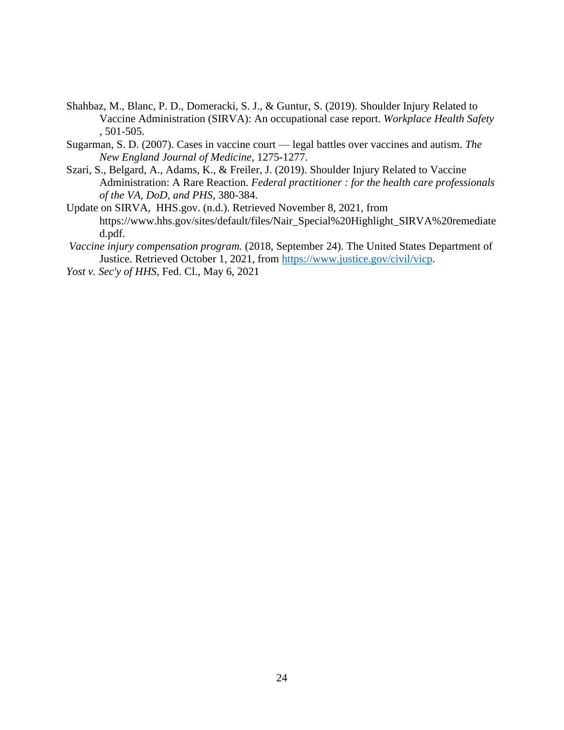Shahbaz, M., Blanc, P. D., Domeracki, S. J., & Guntur, S. (2019). Shoulder Injury Related to Vaccine Administration (SIRVA): An occupational case report. *Workplace Health Safety* , 501-505.

Sugarman, S. D. (2007). Cases in vaccine court — legal battles over vaccines and autism. *The New England Journal of Medicine*, 1275-1277.

Szari, S., Belgard, A., Adams, K., & Freiler, J. (2019). Shoulder Injury Related to Vaccine Administration: A Rare Reaction. *Federal practitioner : for the health care professionals of the VA, DoD, and PHS*, 380-384.

Update on SIRVA, HHS.gov. (n.d.). Retrieved November 8, 2021, from https://www.hhs.gov/sites/default/files/Nair_Special%20Highlight_SIRVA%20remediated.pdf.

*Vaccine injury compensation program.* (2018, September 24). The United States Department of Justice. Retrieved October 1, 2021, from [https://www.justice.gov/civil/vicp](https://www.justice.gov/civil/vicp).

*Yost v. Sec'y of HHS*, Fed. Cl., May 6, 2021